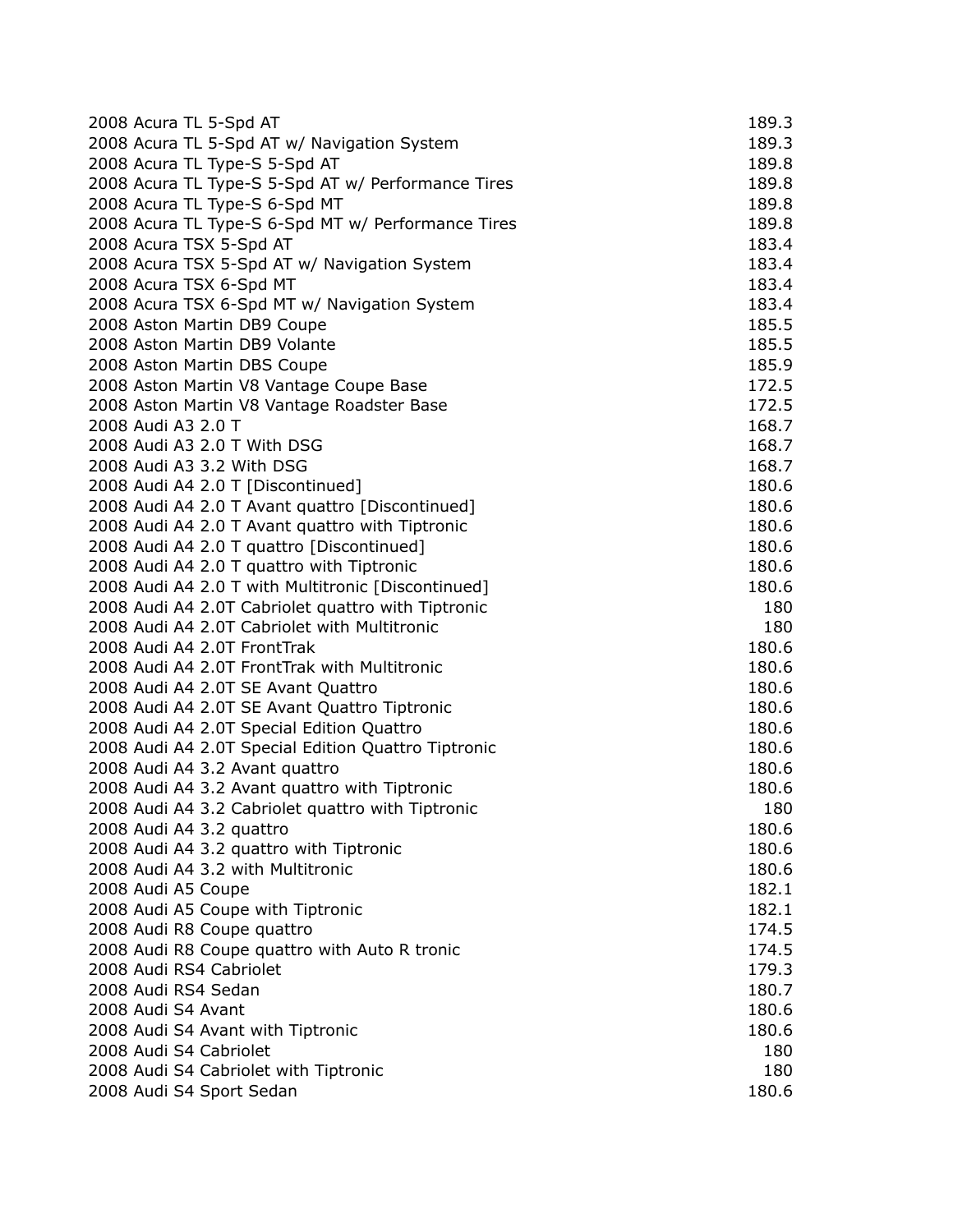| | |
|---|---|
| 2008 Acura TL 5-Spd AT | 189.3 |
| 2008 Acura TL 5-Spd AT w/ Navigation System | 189.3 |
| 2008 Acura TL Type-S 5-Spd AT | 189.8 |
| 2008 Acura TL Type-S 5-Spd AT w/ Performance Tires | 189.8 |
| 2008 Acura TL Type-S 6-Spd MT | 189.8 |
| 2008 Acura TL Type-S 6-Spd MT w/ Performance Tires | 189.8 |
| 2008 Acura TSX 5-Spd AT | 183.4 |
| 2008 Acura TSX 5-Spd AT w/ Navigation System | 183.4 |
| 2008 Acura TSX 6-Spd MT | 183.4 |
| 2008 Acura TSX 6-Spd MT w/ Navigation System | 183.4 |
| 2008 Aston Martin DB9 Coupe | 185.5 |
| 2008 Aston Martin DB9 Volante | 185.5 |
| 2008 Aston Martin DBS Coupe | 185.9 |
| 2008 Aston Martin V8 Vantage Coupe Base | 172.5 |
| 2008 Aston Martin V8 Vantage Roadster Base | 172.5 |
| 2008 Audi A3 2.0 T | 168.7 |
| 2008 Audi A3 2.0 T With DSG | 168.7 |
| 2008 Audi A3 3.2 With DSG | 168.7 |
| 2008 Audi A4 2.0 T [Discontinued] | 180.6 |
| 2008 Audi A4 2.0 T Avant quattro [Discontinued] | 180.6 |
| 2008 Audi A4 2.0 T Avant quattro with Tiptronic | 180.6 |
| 2008 Audi A4 2.0 T quattro [Discontinued] | 180.6 |
| 2008 Audi A4 2.0 T quattro with Tiptronic | 180.6 |
| 2008 Audi A4 2.0 T with Multitronic [Discontinued] | 180.6 |
| 2008 Audi A4 2.0T Cabriolet quattro with Tiptronic | 180 |
| 2008 Audi A4 2.0T Cabriolet with Multitronic | 180 |
| 2008 Audi A4 2.0T FrontTrak | 180.6 |
| 2008 Audi A4 2.0T FrontTrak with Multitronic | 180.6 |
| 2008 Audi A4 2.0T SE Avant Quattro | 180.6 |
| 2008 Audi A4 2.0T SE Avant Quattro Tiptronic | 180.6 |
| 2008 Audi A4 2.0T Special Edition Quattro | 180.6 |
| 2008 Audi A4 2.0T Special Edition Quattro Tiptronic | 180.6 |
| 2008 Audi A4 3.2 Avant quattro | 180.6 |
| 2008 Audi A4 3.2 Avant quattro with Tiptronic | 180.6 |
| 2008 Audi A4 3.2 Cabriolet quattro with Tiptronic | 180 |
| 2008 Audi A4 3.2 quattro | 180.6 |
| 2008 Audi A4 3.2 quattro with Tiptronic | 180.6 |
| 2008 Audi A4 3.2 with Multitronic | 180.6 |
| 2008 Audi A5 Coupe | 182.1 |
| 2008 Audi A5 Coupe with Tiptronic | 182.1 |
| 2008 Audi R8 Coupe quattro | 174.5 |
| 2008 Audi R8 Coupe quattro with Auto R tronic | 174.5 |
| 2008 Audi RS4 Cabriolet | 179.3 |
| 2008 Audi RS4 Sedan | 180.7 |
| 2008 Audi S4 Avant | 180.6 |
| 2008 Audi S4 Avant with Tiptronic | 180.6 |
| 2008 Audi S4 Cabriolet | 180 |
| 2008 Audi S4 Cabriolet with Tiptronic | 180 |
| 2008 Audi S4 Sport Sedan | 180.6 |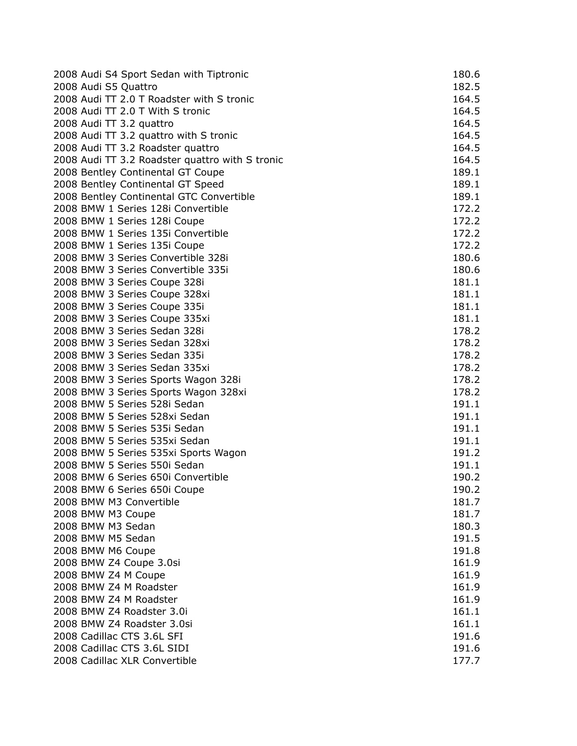| | |
|---|---|
| 2008 Audi S4 Sport Sedan with Tiptronic | 180.6 |
| 2008 Audi S5 Quattro | 182.5 |
| 2008 Audi TT 2.0 T Roadster with S tronic | 164.5 |
| 2008 Audi TT 2.0 T With S tronic | 164.5 |
| 2008 Audi TT 3.2 quattro | 164.5 |
| 2008 Audi TT 3.2 quattro with S tronic | 164.5 |
| 2008 Audi TT 3.2 Roadster quattro | 164.5 |
| 2008 Audi TT 3.2 Roadster quattro with S tronic | 164.5 |
| 2008 Bentley Continental GT Coupe | 189.1 |
| 2008 Bentley Continental GT Speed | 189.1 |
| 2008 Bentley Continental GTC Convertible | 189.1 |
| 2008 BMW 1 Series 128i Convertible | 172.2 |
| 2008 BMW 1 Series 128i Coupe | 172.2 |
| 2008 BMW 1 Series 135i Convertible | 172.2 |
| 2008 BMW 1 Series 135i Coupe | 172.2 |
| 2008 BMW 3 Series Convertible 328i | 180.6 |
| 2008 BMW 3 Series Convertible 335i | 180.6 |
| 2008 BMW 3 Series Coupe 328i | 181.1 |
| 2008 BMW 3 Series Coupe 328xi | 181.1 |
| 2008 BMW 3 Series Coupe 335i | 181.1 |
| 2008 BMW 3 Series Coupe 335xi | 181.1 |
| 2008 BMW 3 Series Sedan 328i | 178.2 |
| 2008 BMW 3 Series Sedan 328xi | 178.2 |
| 2008 BMW 3 Series Sedan 335i | 178.2 |
| 2008 BMW 3 Series Sedan 335xi | 178.2 |
| 2008 BMW 3 Series Sports Wagon 328i | 178.2 |
| 2008 BMW 3 Series Sports Wagon 328xi | 178.2 |
| 2008 BMW 5 Series 528i Sedan | 191.1 |
| 2008 BMW 5 Series 528xi Sedan | 191.1 |
| 2008 BMW 5 Series 535i Sedan | 191.1 |
| 2008 BMW 5 Series 535xi Sedan | 191.1 |
| 2008 BMW 5 Series 535xi Sports Wagon | 191.2 |
| 2008 BMW 5 Series 550i Sedan | 191.1 |
| 2008 BMW 6 Series 650i Convertible | 190.2 |
| 2008 BMW 6 Series 650i Coupe | 190.2 |
| 2008 BMW M3 Convertible | 181.7 |
| 2008 BMW M3 Coupe | 181.7 |
| 2008 BMW M3 Sedan | 180.3 |
| 2008 BMW M5 Sedan | 191.5 |
| 2008 BMW M6 Coupe | 191.8 |
| 2008 BMW Z4 Coupe 3.0si | 161.9 |
| 2008 BMW Z4 M Coupe | 161.9 |
| 2008 BMW Z4 M Roadster | 161.9 |
| 2008 BMW Z4 M Roadster | 161.9 |
| 2008 BMW Z4 Roadster 3.0i | 161.1 |
| 2008 BMW Z4 Roadster 3.0si | 161.1 |
| 2008 Cadillac CTS 3.6L SFI | 191.6 |
| 2008 Cadillac CTS 3.6L SIDI | 191.6 |
| 2008 Cadillac XLR Convertible | 177.7 |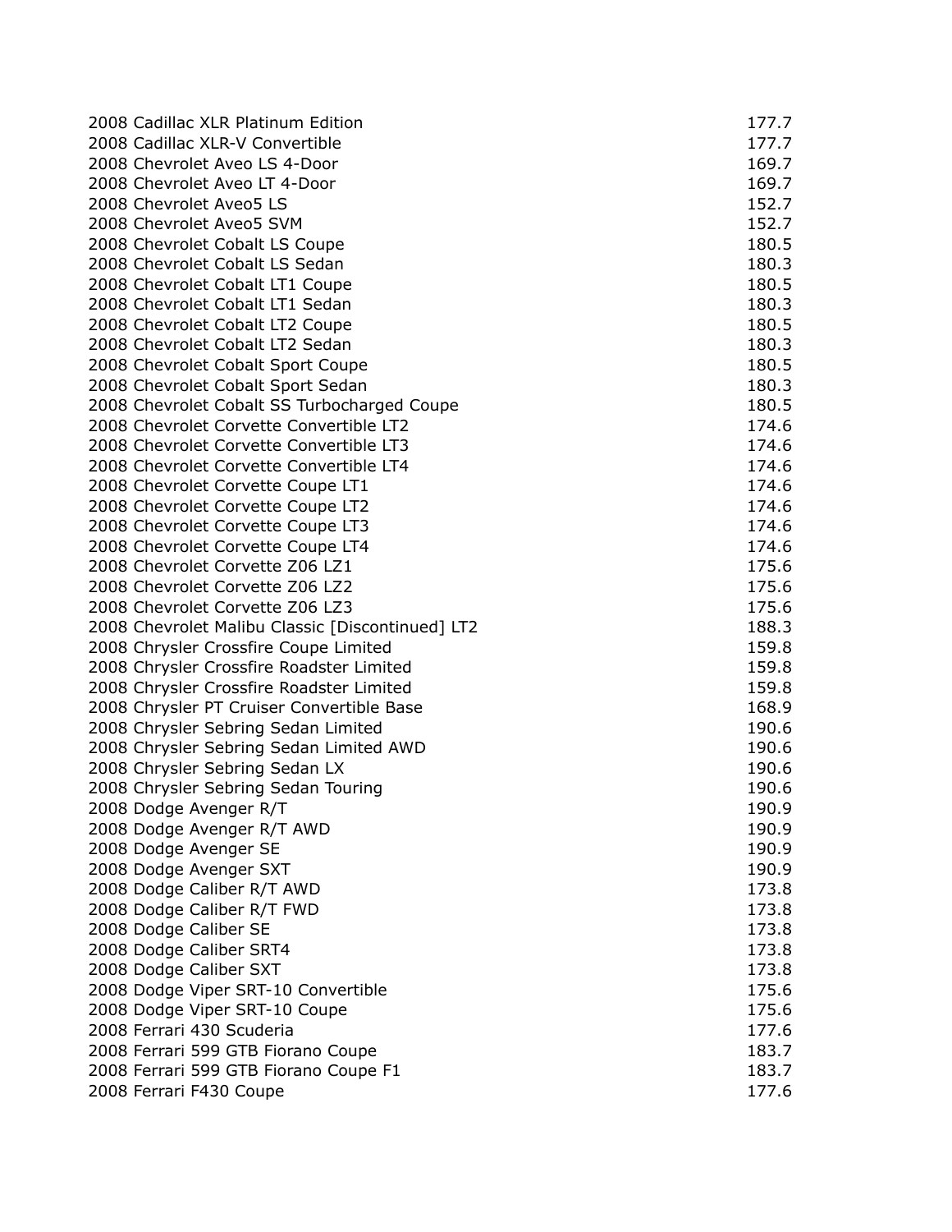| | |
|---|---|
| 2008 Cadillac XLR Platinum Edition | 177.7 |
| 2008 Cadillac XLR-V Convertible | 177.7 |
| 2008 Chevrolet Aveo LS 4-Door | 169.7 |
| 2008 Chevrolet Aveo LT 4-Door | 169.7 |
| 2008 Chevrolet Aveo5 LS | 152.7 |
| 2008 Chevrolet Aveo5 SVM | 152.7 |
| 2008 Chevrolet Cobalt LS Coupe | 180.5 |
| 2008 Chevrolet Cobalt LS Sedan | 180.3 |
| 2008 Chevrolet Cobalt LT1 Coupe | 180.5 |
| 2008 Chevrolet Cobalt LT1 Sedan | 180.3 |
| 2008 Chevrolet Cobalt LT2 Coupe | 180.5 |
| 2008 Chevrolet Cobalt LT2 Sedan | 180.3 |
| 2008 Chevrolet Cobalt Sport Coupe | 180.5 |
| 2008 Chevrolet Cobalt Sport Sedan | 180.3 |
| 2008 Chevrolet Cobalt SS Turbocharged Coupe | 180.5 |
| 2008 Chevrolet Corvette Convertible LT2 | 174.6 |
| 2008 Chevrolet Corvette Convertible LT3 | 174.6 |
| 2008 Chevrolet Corvette Convertible LT4 | 174.6 |
| 2008 Chevrolet Corvette Coupe LT1 | 174.6 |
| 2008 Chevrolet Corvette Coupe LT2 | 174.6 |
| 2008 Chevrolet Corvette Coupe LT3 | 174.6 |
| 2008 Chevrolet Corvette Coupe LT4 | 174.6 |
| 2008 Chevrolet Corvette Z06 LZ1 | 175.6 |
| 2008 Chevrolet Corvette Z06 LZ2 | 175.6 |
| 2008 Chevrolet Corvette Z06 LZ3 | 175.6 |
| 2008 Chevrolet Malibu Classic [Discontinued] LT2 | 188.3 |
| 2008 Chrysler Crossfire Coupe Limited | 159.8 |
| 2008 Chrysler Crossfire Roadster Limited | 159.8 |
| 2008 Chrysler Crossfire Roadster Limited | 159.8 |
| 2008 Chrysler PT Cruiser Convertible Base | 168.9 |
| 2008 Chrysler Sebring Sedan Limited | 190.6 |
| 2008 Chrysler Sebring Sedan Limited AWD | 190.6 |
| 2008 Chrysler Sebring Sedan LX | 190.6 |
| 2008 Chrysler Sebring Sedan Touring | 190.6 |
| 2008 Dodge Avenger R/T | 190.9 |
| 2008 Dodge Avenger R/T AWD | 190.9 |
| 2008 Dodge Avenger SE | 190.9 |
| 2008 Dodge Avenger SXT | 190.9 |
| 2008 Dodge Caliber R/T AWD | 173.8 |
| 2008 Dodge Caliber R/T FWD | 173.8 |
| 2008 Dodge Caliber SE | 173.8 |
| 2008 Dodge Caliber SRT4 | 173.8 |
| 2008 Dodge Caliber SXT | 173.8 |
| 2008 Dodge Viper SRT-10 Convertible | 175.6 |
| 2008 Dodge Viper SRT-10 Coupe | 175.6 |
| 2008 Ferrari 430 Scuderia | 177.6 |
| 2008 Ferrari 599 GTB Fiorano Coupe | 183.7 |
| 2008 Ferrari 599 GTB Fiorano Coupe F1 | 183.7 |
| 2008 Ferrari F430 Coupe | 177.6 |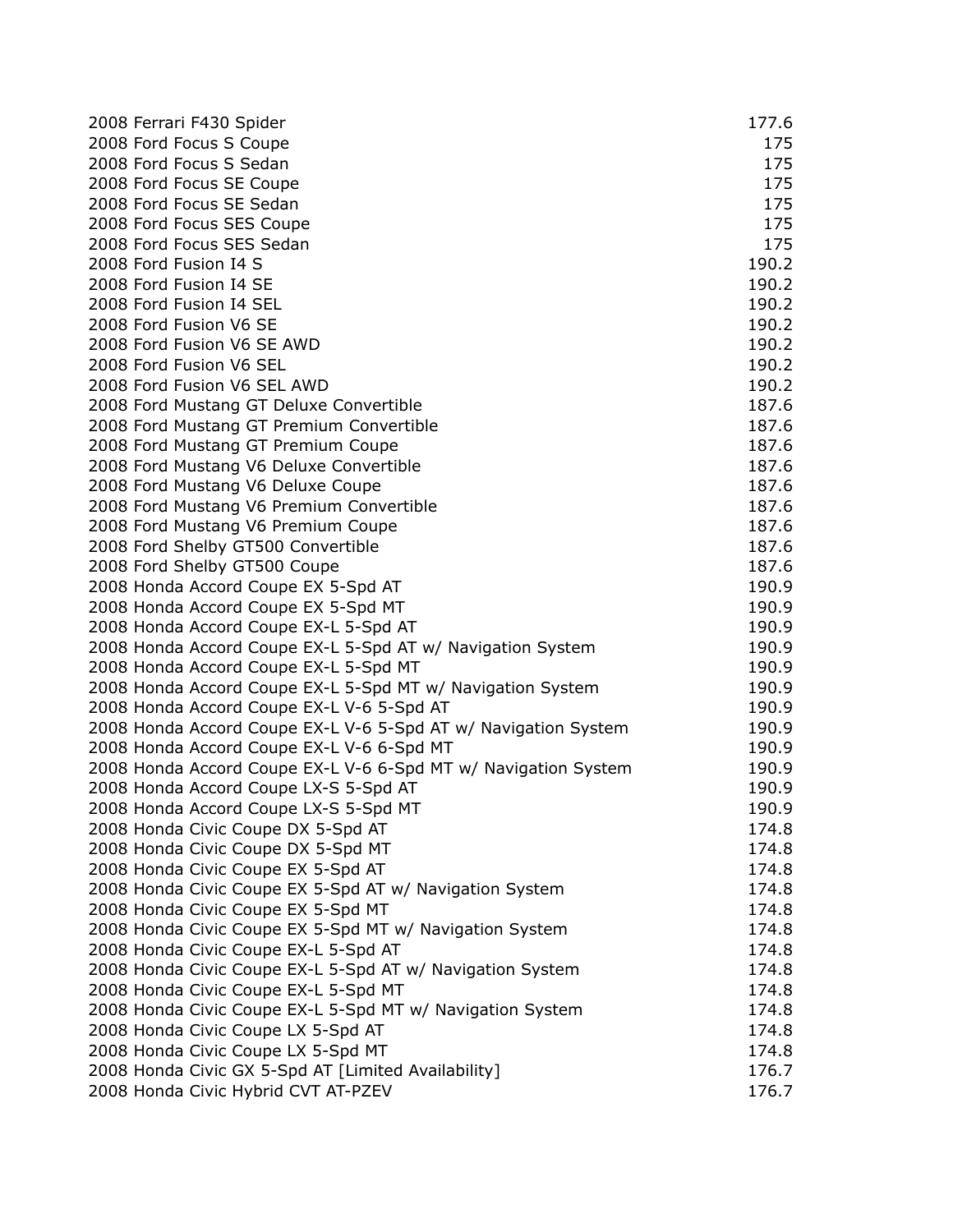| | |
|---|---|
| 2008 Ferrari F430 Spider | 177.6 |
| 2008 Ford Focus S Coupe | 175 |
| 2008 Ford Focus S Sedan | 175 |
| 2008 Ford Focus SE Coupe | 175 |
| 2008 Ford Focus SE Sedan | 175 |
| 2008 Ford Focus SES Coupe | 175 |
| 2008 Ford Focus SES Sedan | 175 |
| 2008 Ford Fusion I4 S | 190.2 |
| 2008 Ford Fusion I4 SE | 190.2 |
| 2008 Ford Fusion I4 SEL | 190.2 |
| 2008 Ford Fusion V6 SE | 190.2 |
| 2008 Ford Fusion V6 SE AWD | 190.2 |
| 2008 Ford Fusion V6 SEL | 190.2 |
| 2008 Ford Fusion V6 SEL AWD | 190.2 |
| 2008 Ford Mustang GT Deluxe Convertible | 187.6 |
| 2008 Ford Mustang GT Premium Convertible | 187.6 |
| 2008 Ford Mustang GT Premium Coupe | 187.6 |
| 2008 Ford Mustang V6 Deluxe Convertible | 187.6 |
| 2008 Ford Mustang V6 Deluxe Coupe | 187.6 |
| 2008 Ford Mustang V6 Premium Convertible | 187.6 |
| 2008 Ford Mustang V6 Premium Coupe | 187.6 |
| 2008 Ford Shelby GT500 Convertible | 187.6 |
| 2008 Ford Shelby GT500 Coupe | 187.6 |
| 2008 Honda Accord Coupe EX 5-Spd AT | 190.9 |
| 2008 Honda Accord Coupe EX 5-Spd MT | 190.9 |
| 2008 Honda Accord Coupe EX-L 5-Spd AT | 190.9 |
| 2008 Honda Accord Coupe EX-L 5-Spd AT w/ Navigation System | 190.9 |
| 2008 Honda Accord Coupe EX-L 5-Spd MT | 190.9 |
| 2008 Honda Accord Coupe EX-L 5-Spd MT w/ Navigation System | 190.9 |
| 2008 Honda Accord Coupe EX-L V-6 5-Spd AT | 190.9 |
| 2008 Honda Accord Coupe EX-L V-6 5-Spd AT w/ Navigation System | 190.9 |
| 2008 Honda Accord Coupe EX-L V-6 6-Spd MT | 190.9 |
| 2008 Honda Accord Coupe EX-L V-6 6-Spd MT w/ Navigation System | 190.9 |
| 2008 Honda Accord Coupe LX-S 5-Spd AT | 190.9 |
| 2008 Honda Accord Coupe LX-S 5-Spd MT | 190.9 |
| 2008 Honda Civic Coupe DX 5-Spd AT | 174.8 |
| 2008 Honda Civic Coupe DX 5-Spd MT | 174.8 |
| 2008 Honda Civic Coupe EX 5-Spd AT | 174.8 |
| 2008 Honda Civic Coupe EX 5-Spd AT w/ Navigation System | 174.8 |
| 2008 Honda Civic Coupe EX 5-Spd MT | 174.8 |
| 2008 Honda Civic Coupe EX 5-Spd MT w/ Navigation System | 174.8 |
| 2008 Honda Civic Coupe EX-L 5-Spd AT | 174.8 |
| 2008 Honda Civic Coupe EX-L 5-Spd AT w/ Navigation System | 174.8 |
| 2008 Honda Civic Coupe EX-L 5-Spd MT | 174.8 |
| 2008 Honda Civic Coupe EX-L 5-Spd MT w/ Navigation System | 174.8 |
| 2008 Honda Civic Coupe LX 5-Spd AT | 174.8 |
| 2008 Honda Civic Coupe LX 5-Spd MT | 174.8 |
| 2008 Honda Civic GX 5-Spd AT [Limited Availability] | 176.7 |
| 2008 Honda Civic Hybrid CVT AT-PZEV | 176.7 |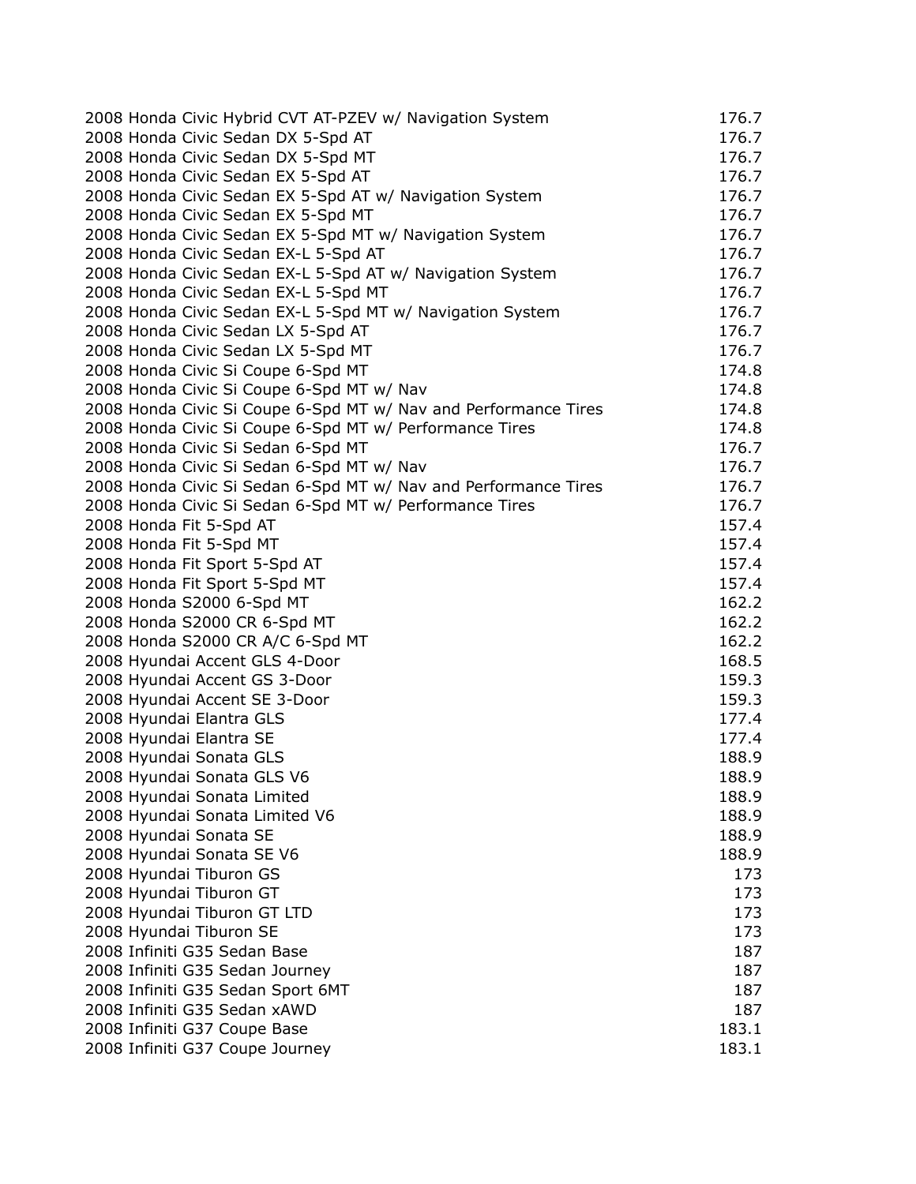| | |
|---|---|
| 2008 Honda Civic Hybrid CVT AT-PZEV w/ Navigation System | 176.7 |
| 2008 Honda Civic Sedan DX 5-Spd AT | 176.7 |
| 2008 Honda Civic Sedan DX 5-Spd MT | 176.7 |
| 2008 Honda Civic Sedan EX 5-Spd AT | 176.7 |
| 2008 Honda Civic Sedan EX 5-Spd AT w/ Navigation System | 176.7 |
| 2008 Honda Civic Sedan EX 5-Spd MT | 176.7 |
| 2008 Honda Civic Sedan EX 5-Spd MT w/ Navigation System | 176.7 |
| 2008 Honda Civic Sedan EX-L 5-Spd AT | 176.7 |
| 2008 Honda Civic Sedan EX-L 5-Spd AT w/ Navigation System | 176.7 |
| 2008 Honda Civic Sedan EX-L 5-Spd MT | 176.7 |
| 2008 Honda Civic Sedan EX-L 5-Spd MT w/ Navigation System | 176.7 |
| 2008 Honda Civic Sedan LX 5-Spd AT | 176.7 |
| 2008 Honda Civic Sedan LX 5-Spd MT | 176.7 |
| 2008 Honda Civic Si Coupe 6-Spd MT | 174.8 |
| 2008 Honda Civic Si Coupe 6-Spd MT w/ Nav | 174.8 |
| 2008 Honda Civic Si Coupe 6-Spd MT w/ Nav and Performance Tires | 174.8 |
| 2008 Honda Civic Si Coupe 6-Spd MT w/ Performance Tires | 174.8 |
| 2008 Honda Civic Si Sedan 6-Spd MT | 176.7 |
| 2008 Honda Civic Si Sedan 6-Spd MT w/ Nav | 176.7 |
| 2008 Honda Civic Si Sedan 6-Spd MT w/ Nav and Performance Tires | 176.7 |
| 2008 Honda Civic Si Sedan 6-Spd MT w/ Performance Tires | 176.7 |
| 2008 Honda Fit 5-Spd AT | 157.4 |
| 2008 Honda Fit 5-Spd MT | 157.4 |
| 2008 Honda Fit Sport 5-Spd AT | 157.4 |
| 2008 Honda Fit Sport 5-Spd MT | 157.4 |
| 2008 Honda S2000 6-Spd MT | 162.2 |
| 2008 Honda S2000 CR 6-Spd MT | 162.2 |
| 2008 Honda S2000 CR A/C 6-Spd MT | 162.2 |
| 2008 Hyundai Accent GLS 4-Door | 168.5 |
| 2008 Hyundai Accent GS 3-Door | 159.3 |
| 2008 Hyundai Accent SE 3-Door | 159.3 |
| 2008 Hyundai Elantra GLS | 177.4 |
| 2008 Hyundai Elantra SE | 177.4 |
| 2008 Hyundai Sonata GLS | 188.9 |
| 2008 Hyundai Sonata GLS V6 | 188.9 |
| 2008 Hyundai Sonata Limited | 188.9 |
| 2008 Hyundai Sonata Limited V6 | 188.9 |
| 2008 Hyundai Sonata SE | 188.9 |
| 2008 Hyundai Sonata SE V6 | 188.9 |
| 2008 Hyundai Tiburon GS | 173 |
| 2008 Hyundai Tiburon GT | 173 |
| 2008 Hyundai Tiburon GT LTD | 173 |
| 2008 Hyundai Tiburon SE | 173 |
| 2008 Infiniti G35 Sedan Base | 187 |
| 2008 Infiniti G35 Sedan Journey | 187 |
| 2008 Infiniti G35 Sedan Sport 6MT | 187 |
| 2008 Infiniti G35 Sedan xAWD | 187 |
| 2008 Infiniti G37 Coupe Base | 183.1 |
| 2008 Infiniti G37 Coupe Journey | 183.1 |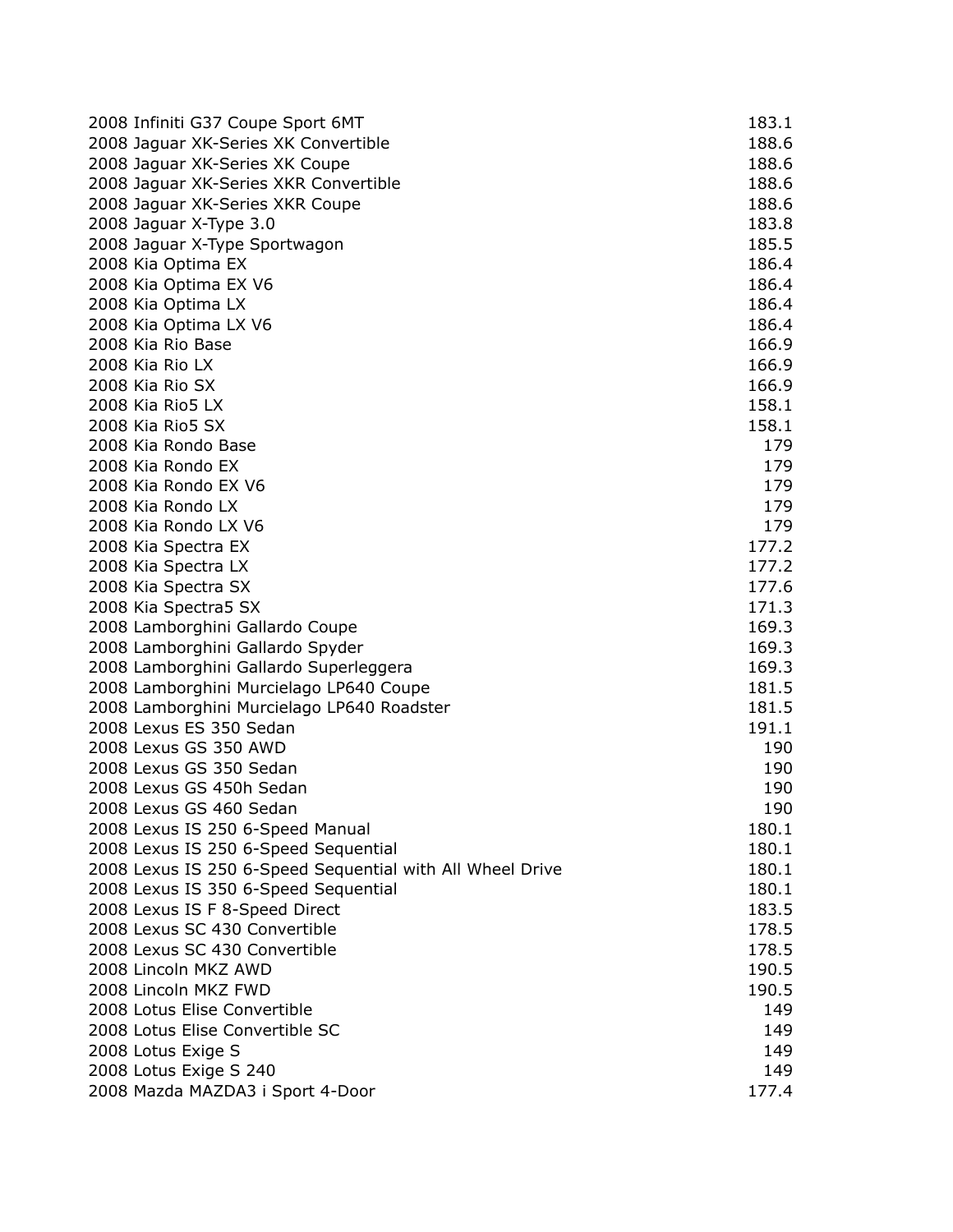| | |
|---|---|
| 2008 Infiniti G37 Coupe Sport 6MT | 183.1 |
| 2008 Jaguar XK-Series XK Convertible | 188.6 |
| 2008 Jaguar XK-Series XK Coupe | 188.6 |
| 2008 Jaguar XK-Series XKR Convertible | 188.6 |
| 2008 Jaguar XK-Series XKR Coupe | 188.6 |
| 2008 Jaguar X-Type 3.0 | 183.8 |
| 2008 Jaguar X-Type Sportwagon | 185.5 |
| 2008 Kia Optima EX | 186.4 |
| 2008 Kia Optima EX V6 | 186.4 |
| 2008 Kia Optima LX | 186.4 |
| 2008 Kia Optima LX V6 | 186.4 |
| 2008 Kia Rio Base | 166.9 |
| 2008 Kia Rio LX | 166.9 |
| 2008 Kia Rio SX | 166.9 |
| 2008 Kia Rio5 LX | 158.1 |
| 2008 Kia Rio5 SX | 158.1 |
| 2008 Kia Rondo Base | 179 |
| 2008 Kia Rondo EX | 179 |
| 2008 Kia Rondo EX V6 | 179 |
| 2008 Kia Rondo LX | 179 |
| 2008 Kia Rondo LX V6 | 179 |
| 2008 Kia Spectra EX | 177.2 |
| 2008 Kia Spectra LX | 177.2 |
| 2008 Kia Spectra SX | 177.6 |
| 2008 Kia Spectra5 SX | 171.3 |
| 2008 Lamborghini Gallardo Coupe | 169.3 |
| 2008 Lamborghini Gallardo Spyder | 169.3 |
| 2008 Lamborghini Gallardo Superleggera | 169.3 |
| 2008 Lamborghini Murcielago LP640 Coupe | 181.5 |
| 2008 Lamborghini Murcielago LP640 Roadster | 181.5 |
| 2008 Lexus ES 350 Sedan | 191.1 |
| 2008 Lexus GS 350 AWD | 190 |
| 2008 Lexus GS 350 Sedan | 190 |
| 2008 Lexus GS 450h Sedan | 190 |
| 2008 Lexus GS 460 Sedan | 190 |
| 2008 Lexus IS 250 6-Speed Manual | 180.1 |
| 2008 Lexus IS 250 6-Speed Sequential | 180.1 |
| 2008 Lexus IS 250 6-Speed Sequential with All Wheel Drive | 180.1 |
| 2008 Lexus IS 350 6-Speed Sequential | 180.1 |
| 2008 Lexus IS F 8-Speed Direct | 183.5 |
| 2008 Lexus SC 430 Convertible | 178.5 |
| 2008 Lexus SC 430 Convertible | 178.5 |
| 2008 Lincoln MKZ AWD | 190.5 |
| 2008 Lincoln MKZ FWD | 190.5 |
| 2008 Lotus Elise Convertible | 149 |
| 2008 Lotus Elise Convertible SC | 149 |
| 2008 Lotus Exige S | 149 |
| 2008 Lotus Exige S 240 | 149 |
| 2008 Mazda MAZDA3 i Sport 4-Door | 177.4 |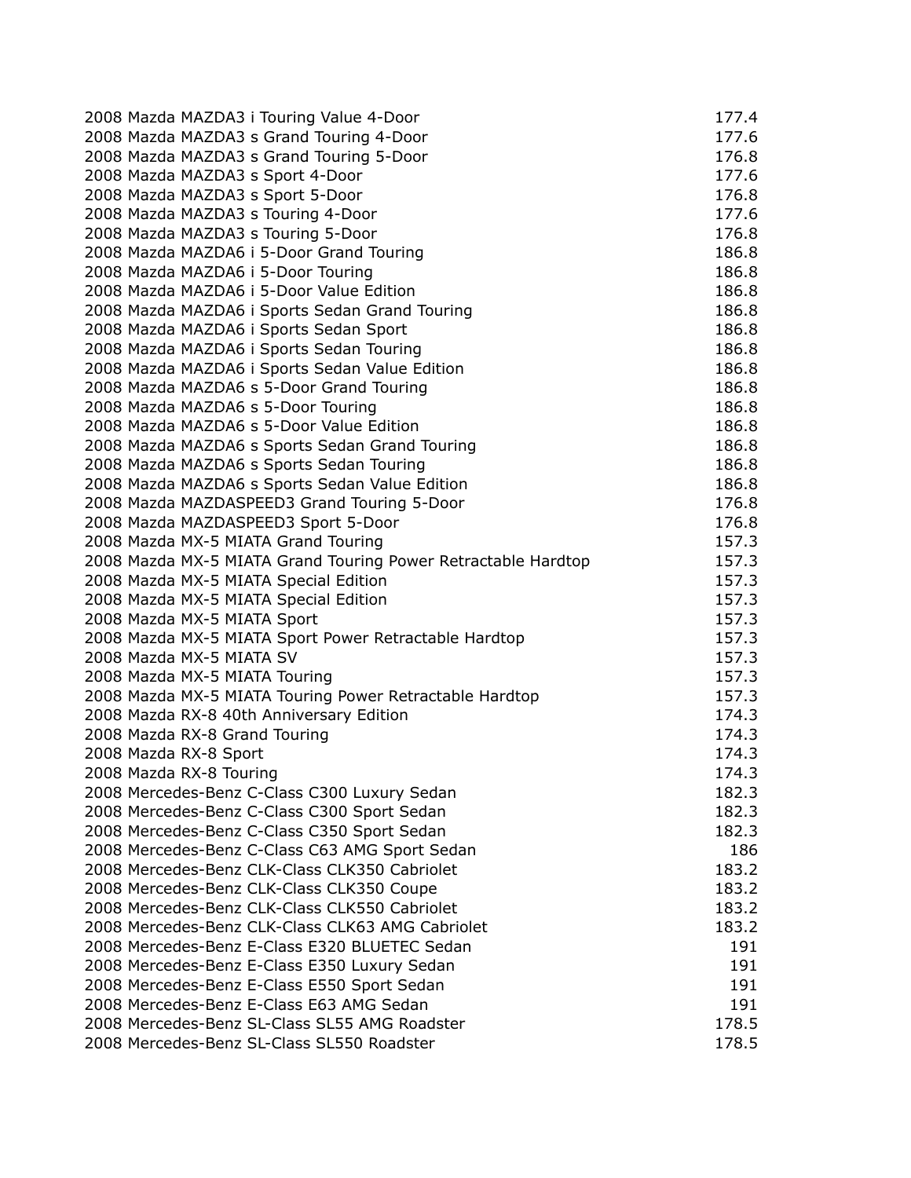| | |
|---|---|
| 2008 Mazda MAZDA3 i Touring Value 4-Door | 177.4 |
| 2008 Mazda MAZDA3 s Grand Touring 4-Door | 177.6 |
| 2008 Mazda MAZDA3 s Grand Touring 5-Door | 176.8 |
| 2008 Mazda MAZDA3 s Sport 4-Door | 177.6 |
| 2008 Mazda MAZDA3 s Sport 5-Door | 176.8 |
| 2008 Mazda MAZDA3 s Touring 4-Door | 177.6 |
| 2008 Mazda MAZDA3 s Touring 5-Door | 176.8 |
| 2008 Mazda MAZDA6 i 5-Door Grand Touring | 186.8 |
| 2008 Mazda MAZDA6 i 5-Door Touring | 186.8 |
| 2008 Mazda MAZDA6 i 5-Door Value Edition | 186.8 |
| 2008 Mazda MAZDA6 i Sports Sedan Grand Touring | 186.8 |
| 2008 Mazda MAZDA6 i Sports Sedan Sport | 186.8 |
| 2008 Mazda MAZDA6 i Sports Sedan Touring | 186.8 |
| 2008 Mazda MAZDA6 i Sports Sedan Value Edition | 186.8 |
| 2008 Mazda MAZDA6 s 5-Door Grand Touring | 186.8 |
| 2008 Mazda MAZDA6 s 5-Door Touring | 186.8 |
| 2008 Mazda MAZDA6 s 5-Door Value Edition | 186.8 |
| 2008 Mazda MAZDA6 s Sports Sedan Grand Touring | 186.8 |
| 2008 Mazda MAZDA6 s Sports Sedan Touring | 186.8 |
| 2008 Mazda MAZDA6 s Sports Sedan Value Edition | 186.8 |
| 2008 Mazda MAZDASPEED3 Grand Touring 5-Door | 176.8 |
| 2008 Mazda MAZDASPEED3 Sport 5-Door | 176.8 |
| 2008 Mazda MX-5 MIATA Grand Touring | 157.3 |
| 2008 Mazda MX-5 MIATA Grand Touring Power Retractable Hardtop | 157.3 |
| 2008 Mazda MX-5 MIATA Special Edition | 157.3 |
| 2008 Mazda MX-5 MIATA Special Edition | 157.3 |
| 2008 Mazda MX-5 MIATA Sport | 157.3 |
| 2008 Mazda MX-5 MIATA Sport Power Retractable Hardtop | 157.3 |
| 2008 Mazda MX-5 MIATA SV | 157.3 |
| 2008 Mazda MX-5 MIATA Touring | 157.3 |
| 2008 Mazda MX-5 MIATA Touring Power Retractable Hardtop | 157.3 |
| 2008 Mazda RX-8 40th Anniversary Edition | 174.3 |
| 2008 Mazda RX-8 Grand Touring | 174.3 |
| 2008 Mazda RX-8 Sport | 174.3 |
| 2008 Mazda RX-8 Touring | 174.3 |
| 2008 Mercedes-Benz C-Class C300 Luxury Sedan | 182.3 |
| 2008 Mercedes-Benz C-Class C300 Sport Sedan | 182.3 |
| 2008 Mercedes-Benz C-Class C350 Sport Sedan | 182.3 |
| 2008 Mercedes-Benz C-Class C63 AMG Sport Sedan | 186 |
| 2008 Mercedes-Benz CLK-Class CLK350 Cabriolet | 183.2 |
| 2008 Mercedes-Benz CLK-Class CLK350 Coupe | 183.2 |
| 2008 Mercedes-Benz CLK-Class CLK550 Cabriolet | 183.2 |
| 2008 Mercedes-Benz CLK-Class CLK63 AMG Cabriolet | 183.2 |
| 2008 Mercedes-Benz E-Class E320 BLUETEC Sedan | 191 |
| 2008 Mercedes-Benz E-Class E350 Luxury Sedan | 191 |
| 2008 Mercedes-Benz E-Class E550 Sport Sedan | 191 |
| 2008 Mercedes-Benz E-Class E63 AMG Sedan | 191 |
| 2008 Mercedes-Benz SL-Class SL55 AMG Roadster | 178.5 |
| 2008 Mercedes-Benz SL-Class SL550 Roadster | 178.5 |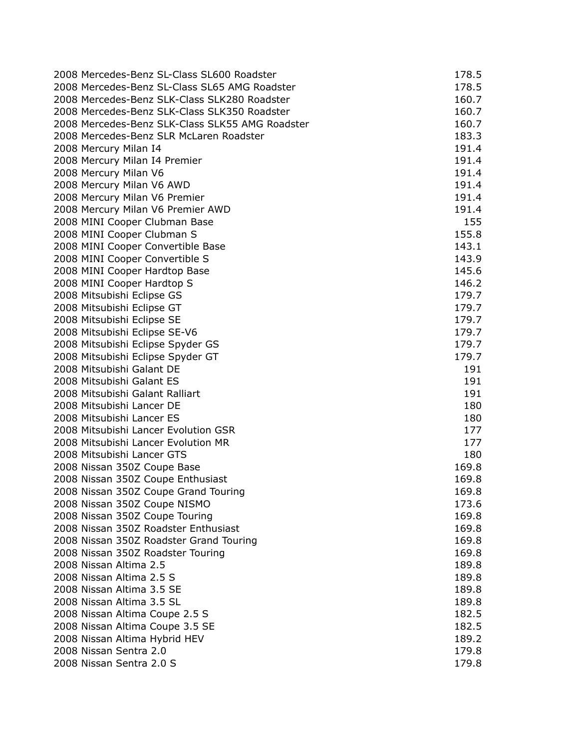| | |
|---|---|
| 2008 Mercedes-Benz SL-Class SL600 Roadster | 178.5 |
| 2008 Mercedes-Benz SL-Class SL65 AMG Roadster | 178.5 |
| 2008 Mercedes-Benz SLK-Class SLK280 Roadster | 160.7 |
| 2008 Mercedes-Benz SLK-Class SLK350 Roadster | 160.7 |
| 2008 Mercedes-Benz SLK-Class SLK55 AMG Roadster | 160.7 |
| 2008 Mercedes-Benz SLR McLaren Roadster | 183.3 |
| 2008 Mercury Milan I4 | 191.4 |
| 2008 Mercury Milan I4 Premier | 191.4 |
| 2008 Mercury Milan V6 | 191.4 |
| 2008 Mercury Milan V6 AWD | 191.4 |
| 2008 Mercury Milan V6 Premier | 191.4 |
| 2008 Mercury Milan V6 Premier AWD | 191.4 |
| 2008 MINI Cooper Clubman Base | 155 |
| 2008 MINI Cooper Clubman S | 155.8 |
| 2008 MINI Cooper Convertible Base | 143.1 |
| 2008 MINI Cooper Convertible S | 143.9 |
| 2008 MINI Cooper Hardtop Base | 145.6 |
| 2008 MINI Cooper Hardtop S | 146.2 |
| 2008 Mitsubishi Eclipse GS | 179.7 |
| 2008 Mitsubishi Eclipse GT | 179.7 |
| 2008 Mitsubishi Eclipse SE | 179.7 |
| 2008 Mitsubishi Eclipse SE-V6 | 179.7 |
| 2008 Mitsubishi Eclipse Spyder GS | 179.7 |
| 2008 Mitsubishi Eclipse Spyder GT | 179.7 |
| 2008 Mitsubishi Galant DE | 191 |
| 2008 Mitsubishi Galant ES | 191 |
| 2008 Mitsubishi Galant Ralliart | 191 |
| 2008 Mitsubishi Lancer DE | 180 |
| 2008 Mitsubishi Lancer ES | 180 |
| 2008 Mitsubishi Lancer Evolution GSR | 177 |
| 2008 Mitsubishi Lancer Evolution MR | 177 |
| 2008 Mitsubishi Lancer GTS | 180 |
| 2008 Nissan 350Z Coupe Base | 169.8 |
| 2008 Nissan 350Z Coupe Enthusiast | 169.8 |
| 2008 Nissan 350Z Coupe Grand Touring | 169.8 |
| 2008 Nissan 350Z Coupe NISMO | 173.6 |
| 2008 Nissan 350Z Coupe Touring | 169.8 |
| 2008 Nissan 350Z Roadster Enthusiast | 169.8 |
| 2008 Nissan 350Z Roadster Grand Touring | 169.8 |
| 2008 Nissan 350Z Roadster Touring | 169.8 |
| 2008 Nissan Altima 2.5 | 189.8 |
| 2008 Nissan Altima 2.5 S | 189.8 |
| 2008 Nissan Altima 3.5 SE | 189.8 |
| 2008 Nissan Altima 3.5 SL | 189.8 |
| 2008 Nissan Altima Coupe 2.5 S | 182.5 |
| 2008 Nissan Altima Coupe 3.5 SE | 182.5 |
| 2008 Nissan Altima Hybrid HEV | 189.2 |
| 2008 Nissan Sentra 2.0 | 179.8 |
| 2008 Nissan Sentra 2.0 S | 179.8 |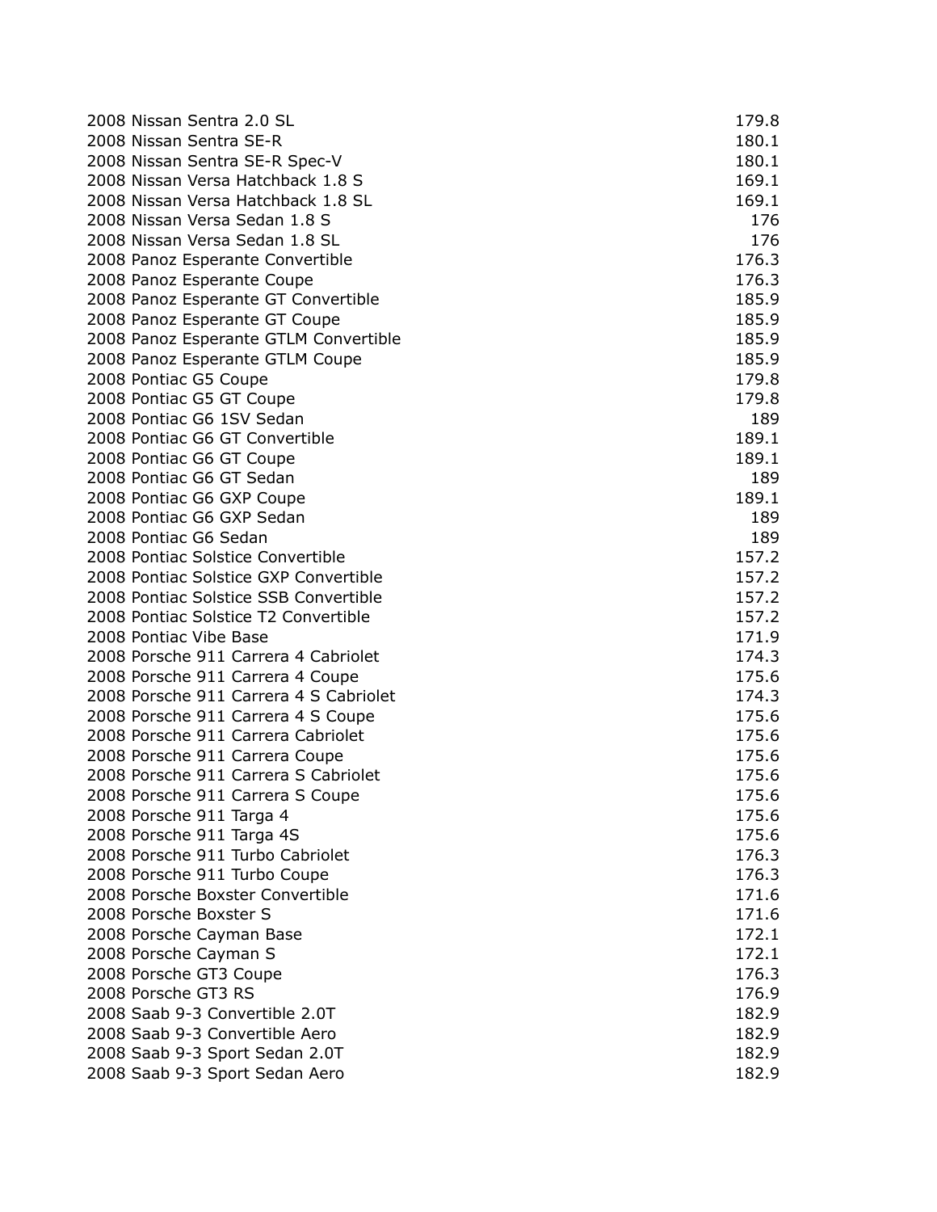| | |
|---|---|
| 2008 Nissan Sentra 2.0 SL | 179.8 |
| 2008 Nissan Sentra SE-R | 180.1 |
| 2008 Nissan Sentra SE-R Spec-V | 180.1 |
| 2008 Nissan Versa Hatchback 1.8 S | 169.1 |
| 2008 Nissan Versa Hatchback 1.8 SL | 169.1 |
| 2008 Nissan Versa Sedan 1.8 S | 176 |
| 2008 Nissan Versa Sedan 1.8 SL | 176 |
| 2008 Panoz Esperante Convertible | 176.3 |
| 2008 Panoz Esperante Coupe | 176.3 |
| 2008 Panoz Esperante GT Convertible | 185.9 |
| 2008 Panoz Esperante GT Coupe | 185.9 |
| 2008 Panoz Esperante GTLM Convertible | 185.9 |
| 2008 Panoz Esperante GTLM Coupe | 185.9 |
| 2008 Pontiac G5 Coupe | 179.8 |
| 2008 Pontiac G5 GT Coupe | 179.8 |
| 2008 Pontiac G6 1SV Sedan | 189 |
| 2008 Pontiac G6 GT Convertible | 189.1 |
| 2008 Pontiac G6 GT Coupe | 189.1 |
| 2008 Pontiac G6 GT Sedan | 189 |
| 2008 Pontiac G6 GXP Coupe | 189.1 |
| 2008 Pontiac G6 GXP Sedan | 189 |
| 2008 Pontiac G6 Sedan | 189 |
| 2008 Pontiac Solstice Convertible | 157.2 |
| 2008 Pontiac Solstice GXP Convertible | 157.2 |
| 2008 Pontiac Solstice SSB Convertible | 157.2 |
| 2008 Pontiac Solstice T2 Convertible | 157.2 |
| 2008 Pontiac Vibe Base | 171.9 |
| 2008 Porsche 911 Carrera 4 Cabriolet | 174.3 |
| 2008 Porsche 911 Carrera 4 Coupe | 175.6 |
| 2008 Porsche 911 Carrera 4 S Cabriolet | 174.3 |
| 2008 Porsche 911 Carrera 4 S Coupe | 175.6 |
| 2008 Porsche 911 Carrera Cabriolet | 175.6 |
| 2008 Porsche 911 Carrera Coupe | 175.6 |
| 2008 Porsche 911 Carrera S Cabriolet | 175.6 |
| 2008 Porsche 911 Carrera S Coupe | 175.6 |
| 2008 Porsche 911 Targa 4 | 175.6 |
| 2008 Porsche 911 Targa 4S | 175.6 |
| 2008 Porsche 911 Turbo Cabriolet | 176.3 |
| 2008 Porsche 911 Turbo Coupe | 176.3 |
| 2008 Porsche Boxster Convertible | 171.6 |
| 2008 Porsche Boxster S | 171.6 |
| 2008 Porsche Cayman Base | 172.1 |
| 2008 Porsche Cayman S | 172.1 |
| 2008 Porsche GT3 Coupe | 176.3 |
| 2008 Porsche GT3 RS | 176.9 |
| 2008 Saab 9-3 Convertible 2.0T | 182.9 |
| 2008 Saab 9-3 Convertible Aero | 182.9 |
| 2008 Saab 9-3 Sport Sedan 2.0T | 182.9 |
| 2008 Saab 9-3 Sport Sedan Aero | 182.9 |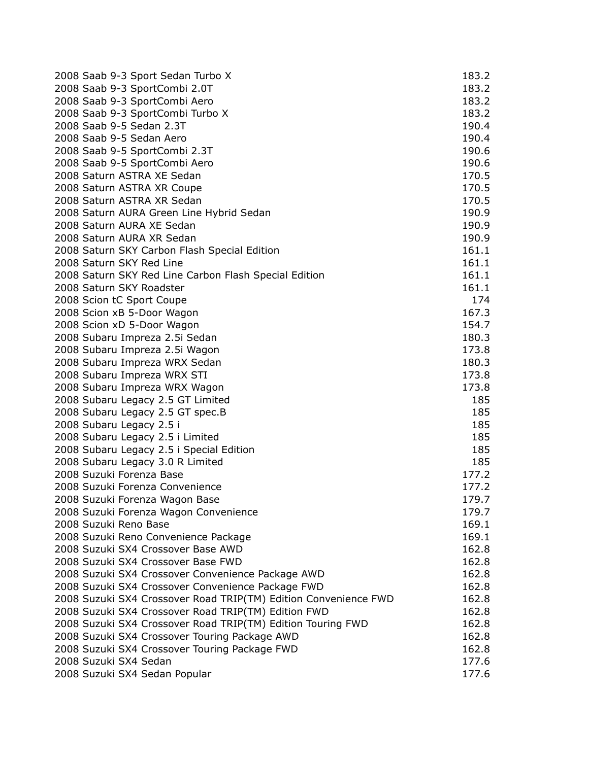| | |
|---|---|
| 2008 Saab 9-3 Sport Sedan Turbo X | 183.2 |
| 2008 Saab 9-3 SportCombi 2.0T | 183.2 |
| 2008 Saab 9-3 SportCombi Aero | 183.2 |
| 2008 Saab 9-3 SportCombi Turbo X | 183.2 |
| 2008 Saab 9-5 Sedan 2.3T | 190.4 |
| 2008 Saab 9-5 Sedan Aero | 190.4 |
| 2008 Saab 9-5 SportCombi 2.3T | 190.6 |
| 2008 Saab 9-5 SportCombi Aero | 190.6 |
| 2008 Saturn ASTRA XE Sedan | 170.5 |
| 2008 Saturn ASTRA XR Coupe | 170.5 |
| 2008 Saturn ASTRA XR Sedan | 170.5 |
| 2008 Saturn AURA Green Line Hybrid Sedan | 190.9 |
| 2008 Saturn AURA XE Sedan | 190.9 |
| 2008 Saturn AURA XR Sedan | 190.9 |
| 2008 Saturn SKY Carbon Flash Special Edition | 161.1 |
| 2008 Saturn SKY Red Line | 161.1 |
| 2008 Saturn SKY Red Line Carbon Flash Special Edition | 161.1 |
| 2008 Saturn SKY Roadster | 161.1 |
| 2008 Scion tC Sport Coupe | 174 |
| 2008 Scion xB 5-Door Wagon | 167.3 |
| 2008 Scion xD 5-Door Wagon | 154.7 |
| 2008 Subaru Impreza 2.5i Sedan | 180.3 |
| 2008 Subaru Impreza 2.5i Wagon | 173.8 |
| 2008 Subaru Impreza WRX Sedan | 180.3 |
| 2008 Subaru Impreza WRX STI | 173.8 |
| 2008 Subaru Impreza WRX Wagon | 173.8 |
| 2008 Subaru Legacy 2.5 GT Limited | 185 |
| 2008 Subaru Legacy 2.5 GT spec.B | 185 |
| 2008 Subaru Legacy 2.5 i | 185 |
| 2008 Subaru Legacy 2.5 i Limited | 185 |
| 2008 Subaru Legacy 2.5 i Special Edition | 185 |
| 2008 Subaru Legacy 3.0 R Limited | 185 |
| 2008 Suzuki Forenza Base | 177.2 |
| 2008 Suzuki Forenza Convenience | 177.2 |
| 2008 Suzuki Forenza Wagon Base | 179.7 |
| 2008 Suzuki Forenza Wagon Convenience | 179.7 |
| 2008 Suzuki Reno Base | 169.1 |
| 2008 Suzuki Reno Convenience Package | 169.1 |
| 2008 Suzuki SX4 Crossover Base AWD | 162.8 |
| 2008 Suzuki SX4 Crossover Base FWD | 162.8 |
| 2008 Suzuki SX4 Crossover Convenience Package AWD | 162.8 |
| 2008 Suzuki SX4 Crossover Convenience Package FWD | 162.8 |
| 2008 Suzuki SX4 Crossover Road TRIP(TM) Edition Convenience FWD | 162.8 |
| 2008 Suzuki SX4 Crossover Road TRIP(TM) Edition FWD | 162.8 |
| 2008 Suzuki SX4 Crossover Road TRIP(TM) Edition Touring FWD | 162.8 |
| 2008 Suzuki SX4 Crossover Touring Package AWD | 162.8 |
| 2008 Suzuki SX4 Crossover Touring Package FWD | 162.8 |
| 2008 Suzuki SX4 Sedan | 177.6 |
| 2008 Suzuki SX4 Sedan Popular | 177.6 |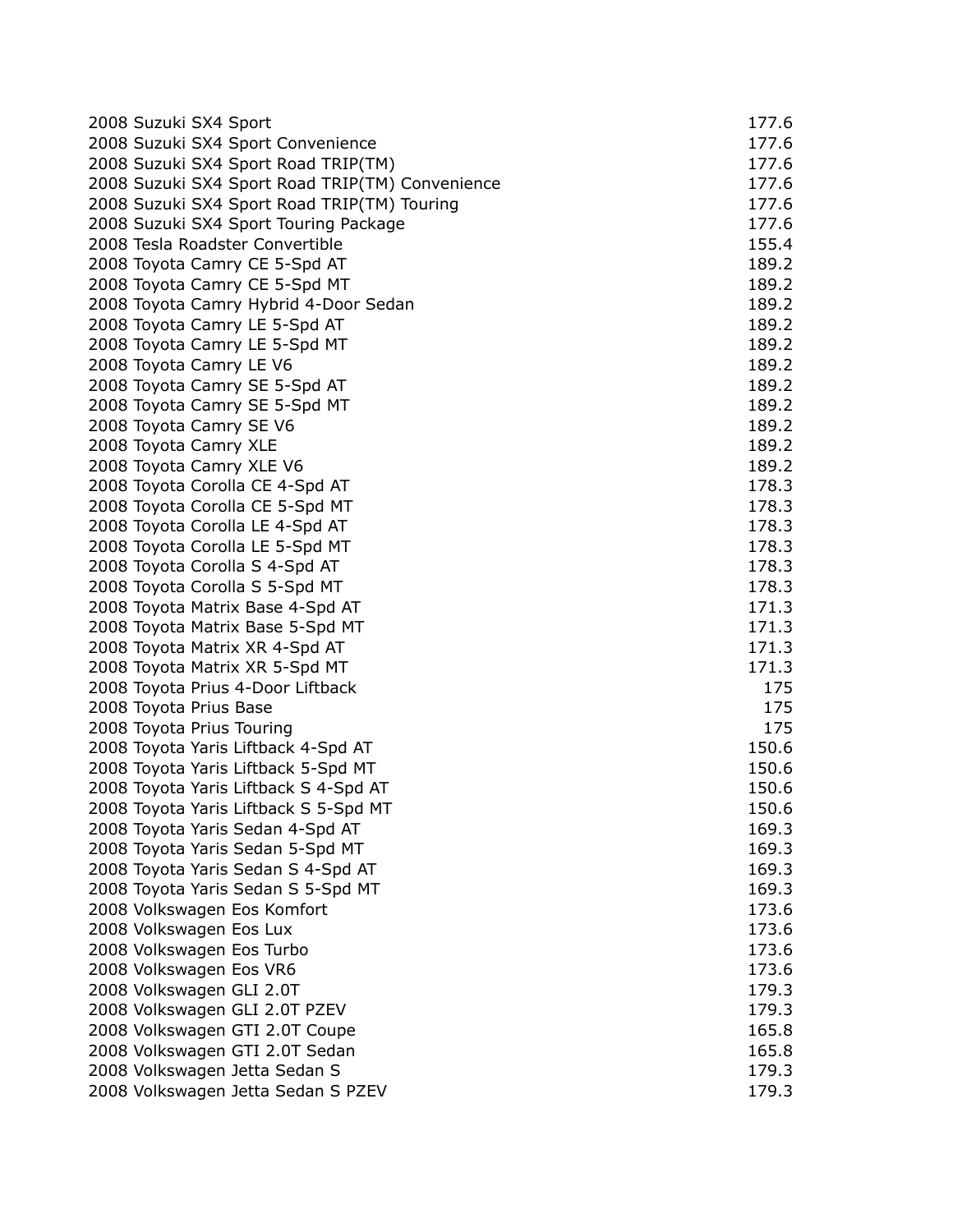| | |
|---|---|
| 2008 Suzuki SX4 Sport | 177.6 |
| 2008 Suzuki SX4 Sport Convenience | 177.6 |
| 2008 Suzuki SX4 Sport Road TRIP(TM) | 177.6 |
| 2008 Suzuki SX4 Sport Road TRIP(TM) Convenience | 177.6 |
| 2008 Suzuki SX4 Sport Road TRIP(TM) Touring | 177.6 |
| 2008 Suzuki SX4 Sport Touring Package | 177.6 |
| 2008 Tesla Roadster Convertible | 155.4 |
| 2008 Toyota Camry CE 5-Spd AT | 189.2 |
| 2008 Toyota Camry CE 5-Spd MT | 189.2 |
| 2008 Toyota Camry Hybrid 4-Door Sedan | 189.2 |
| 2008 Toyota Camry LE 5-Spd AT | 189.2 |
| 2008 Toyota Camry LE 5-Spd MT | 189.2 |
| 2008 Toyota Camry LE V6 | 189.2 |
| 2008 Toyota Camry SE 5-Spd AT | 189.2 |
| 2008 Toyota Camry SE 5-Spd MT | 189.2 |
| 2008 Toyota Camry SE V6 | 189.2 |
| 2008 Toyota Camry XLE | 189.2 |
| 2008 Toyota Camry XLE V6 | 189.2 |
| 2008 Toyota Corolla CE 4-Spd AT | 178.3 |
| 2008 Toyota Corolla CE 5-Spd MT | 178.3 |
| 2008 Toyota Corolla LE 4-Spd AT | 178.3 |
| 2008 Toyota Corolla LE 5-Spd MT | 178.3 |
| 2008 Toyota Corolla S 4-Spd AT | 178.3 |
| 2008 Toyota Corolla S 5-Spd MT | 178.3 |
| 2008 Toyota Matrix Base 4-Spd AT | 171.3 |
| 2008 Toyota Matrix Base 5-Spd MT | 171.3 |
| 2008 Toyota Matrix XR 4-Spd AT | 171.3 |
| 2008 Toyota Matrix XR 5-Spd MT | 171.3 |
| 2008 Toyota Prius 4-Door Liftback | 175 |
| 2008 Toyota Prius Base | 175 |
| 2008 Toyota Prius Touring | 175 |
| 2008 Toyota Yaris Liftback 4-Spd AT | 150.6 |
| 2008 Toyota Yaris Liftback 5-Spd MT | 150.6 |
| 2008 Toyota Yaris Liftback S 4-Spd AT | 150.6 |
| 2008 Toyota Yaris Liftback S 5-Spd MT | 150.6 |
| 2008 Toyota Yaris Sedan 4-Spd AT | 169.3 |
| 2008 Toyota Yaris Sedan 5-Spd MT | 169.3 |
| 2008 Toyota Yaris Sedan S 4-Spd AT | 169.3 |
| 2008 Toyota Yaris Sedan S 5-Spd MT | 169.3 |
| 2008 Volkswagen Eos Komfort | 173.6 |
| 2008 Volkswagen Eos Lux | 173.6 |
| 2008 Volkswagen Eos Turbo | 173.6 |
| 2008 Volkswagen Eos VR6 | 173.6 |
| 2008 Volkswagen GLI 2.0T | 179.3 |
| 2008 Volkswagen GLI 2.0T PZEV | 179.3 |
| 2008 Volkswagen GTI 2.0T Coupe | 165.8 |
| 2008 Volkswagen GTI 2.0T Sedan | 165.8 |
| 2008 Volkswagen Jetta Sedan S | 179.3 |
| 2008 Volkswagen Jetta Sedan S PZEV | 179.3 |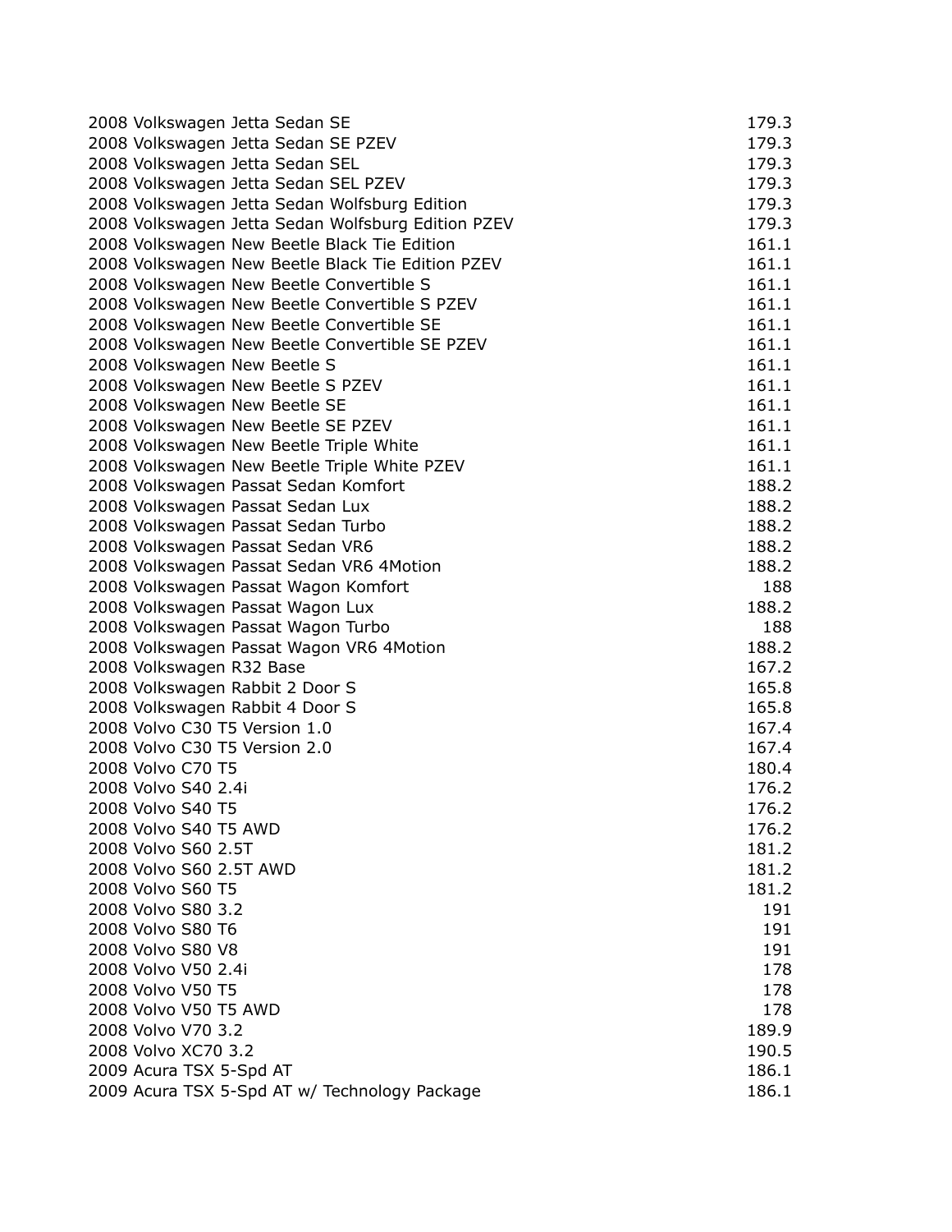| | |
|---|---|
| 2008 Volkswagen Jetta Sedan SE | 179.3 |
| 2008 Volkswagen Jetta Sedan SE PZEV | 179.3 |
| 2008 Volkswagen Jetta Sedan SEL | 179.3 |
| 2008 Volkswagen Jetta Sedan SEL PZEV | 179.3 |
| 2008 Volkswagen Jetta Sedan Wolfsburg Edition | 179.3 |
| 2008 Volkswagen Jetta Sedan Wolfsburg Edition PZEV | 179.3 |
| 2008 Volkswagen New Beetle Black Tie Edition | 161.1 |
| 2008 Volkswagen New Beetle Black Tie Edition PZEV | 161.1 |
| 2008 Volkswagen New Beetle Convertible S | 161.1 |
| 2008 Volkswagen New Beetle Convertible S PZEV | 161.1 |
| 2008 Volkswagen New Beetle Convertible SE | 161.1 |
| 2008 Volkswagen New Beetle Convertible SE PZEV | 161.1 |
| 2008 Volkswagen New Beetle S | 161.1 |
| 2008 Volkswagen New Beetle S PZEV | 161.1 |
| 2008 Volkswagen New Beetle SE | 161.1 |
| 2008 Volkswagen New Beetle SE PZEV | 161.1 |
| 2008 Volkswagen New Beetle Triple White | 161.1 |
| 2008 Volkswagen New Beetle Triple White PZEV | 161.1 |
| 2008 Volkswagen Passat Sedan Komfort | 188.2 |
| 2008 Volkswagen Passat Sedan Lux | 188.2 |
| 2008 Volkswagen Passat Sedan Turbo | 188.2 |
| 2008 Volkswagen Passat Sedan VR6 | 188.2 |
| 2008 Volkswagen Passat Sedan VR6 4Motion | 188.2 |
| 2008 Volkswagen Passat Wagon Komfort | 188 |
| 2008 Volkswagen Passat Wagon Lux | 188.2 |
| 2008 Volkswagen Passat Wagon Turbo | 188 |
| 2008 Volkswagen Passat Wagon VR6 4Motion | 188.2 |
| 2008 Volkswagen R32 Base | 167.2 |
| 2008 Volkswagen Rabbit 2 Door S | 165.8 |
| 2008 Volkswagen Rabbit 4 Door S | 165.8 |
| 2008 Volvo C30 T5 Version 1.0 | 167.4 |
| 2008 Volvo C30 T5 Version 2.0 | 167.4 |
| 2008 Volvo C70 T5 | 180.4 |
| 2008 Volvo S40 2.4i | 176.2 |
| 2008 Volvo S40 T5 | 176.2 |
| 2008 Volvo S40 T5 AWD | 176.2 |
| 2008 Volvo S60 2.5T | 181.2 |
| 2008 Volvo S60 2.5T AWD | 181.2 |
| 2008 Volvo S60 T5 | 181.2 |
| 2008 Volvo S80 3.2 | 191 |
| 2008 Volvo S80 T6 | 191 |
| 2008 Volvo S80 V8 | 191 |
| 2008 Volvo V50 2.4i | 178 |
| 2008 Volvo V50 T5 | 178 |
| 2008 Volvo V50 T5 AWD | 178 |
| 2008 Volvo V70 3.2 | 189.9 |
| 2008 Volvo XC70 3.2 | 190.5 |
| 2009 Acura TSX 5-Spd AT | 186.1 |
| 2009 Acura TSX 5-Spd AT w/ Technology Package | 186.1 |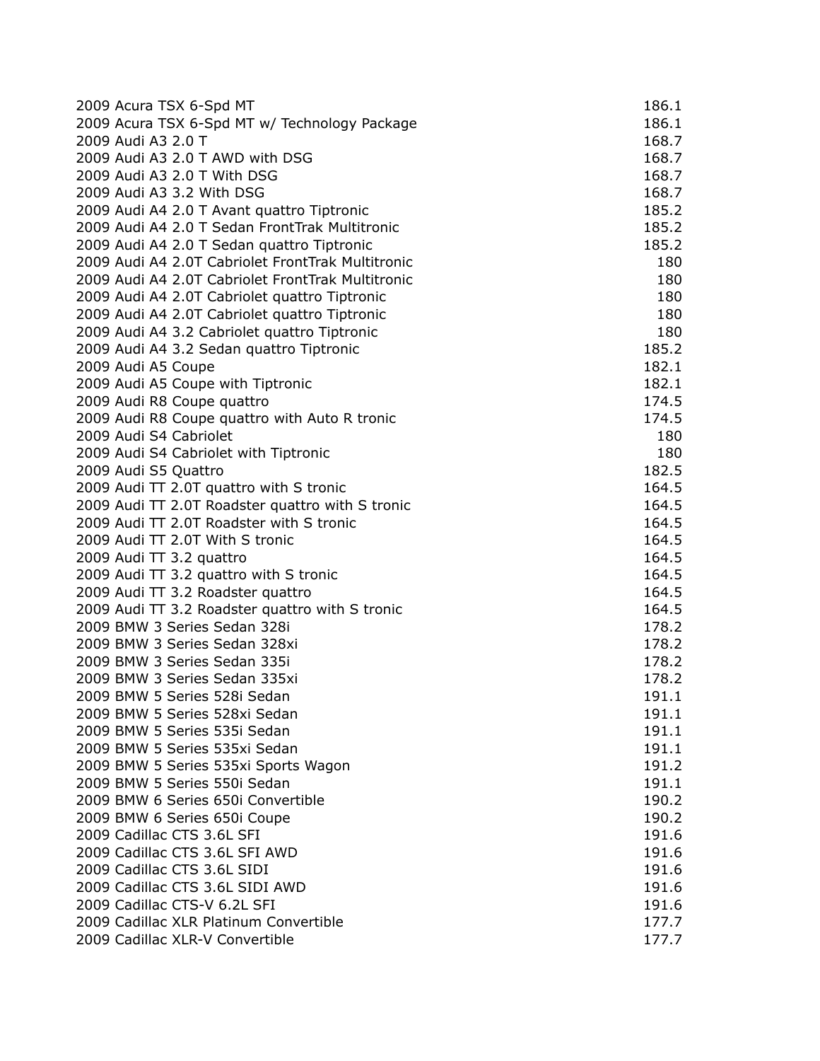| | |
|---|---|
| 2009 Acura TSX 6-Spd MT | 186.1 |
| 2009 Acura TSX 6-Spd MT w/ Technology Package | 186.1 |
| 2009 Audi A3 2.0 T | 168.7 |
| 2009 Audi A3 2.0 T AWD with DSG | 168.7 |
| 2009 Audi A3 2.0 T With DSG | 168.7 |
| 2009 Audi A3 3.2 With DSG | 168.7 |
| 2009 Audi A4 2.0 T Avant quattro Tiptronic | 185.2 |
| 2009 Audi A4 2.0 T Sedan FrontTrak Multitronic | 185.2 |
| 2009 Audi A4 2.0 T Sedan quattro Tiptronic | 185.2 |
| 2009 Audi A4 2.0T Cabriolet FrontTrak Multitronic | 180 |
| 2009 Audi A4 2.0T Cabriolet FrontTrak Multitronic | 180 |
| 2009 Audi A4 2.0T Cabriolet quattro Tiptronic | 180 |
| 2009 Audi A4 2.0T Cabriolet quattro Tiptronic | 180 |
| 2009 Audi A4 3.2 Cabriolet quattro Tiptronic | 180 |
| 2009 Audi A4 3.2 Sedan quattro Tiptronic | 185.2 |
| 2009 Audi A5 Coupe | 182.1 |
| 2009 Audi A5 Coupe with Tiptronic | 182.1 |
| 2009 Audi R8 Coupe quattro | 174.5 |
| 2009 Audi R8 Coupe quattro with Auto R tronic | 174.5 |
| 2009 Audi S4 Cabriolet | 180 |
| 2009 Audi S4 Cabriolet with Tiptronic | 180 |
| 2009 Audi S5 Quattro | 182.5 |
| 2009 Audi TT 2.0T quattro with S tronic | 164.5 |
| 2009 Audi TT 2.0T Roadster quattro with S tronic | 164.5 |
| 2009 Audi TT 2.0T Roadster with S tronic | 164.5 |
| 2009 Audi TT 2.0T With S tronic | 164.5 |
| 2009 Audi TT 3.2 quattro | 164.5 |
| 2009 Audi TT 3.2 quattro with S tronic | 164.5 |
| 2009 Audi TT 3.2 Roadster quattro | 164.5 |
| 2009 Audi TT 3.2 Roadster quattro with S tronic | 164.5 |
| 2009 BMW 3 Series Sedan 328i | 178.2 |
| 2009 BMW 3 Series Sedan 328xi | 178.2 |
| 2009 BMW 3 Series Sedan 335i | 178.2 |
| 2009 BMW 3 Series Sedan 335xi | 178.2 |
| 2009 BMW 5 Series 528i Sedan | 191.1 |
| 2009 BMW 5 Series 528xi Sedan | 191.1 |
| 2009 BMW 5 Series 535i Sedan | 191.1 |
| 2009 BMW 5 Series 535xi Sedan | 191.1 |
| 2009 BMW 5 Series 535xi Sports Wagon | 191.2 |
| 2009 BMW 5 Series 550i Sedan | 191.1 |
| 2009 BMW 6 Series 650i Convertible | 190.2 |
| 2009 BMW 6 Series 650i Coupe | 190.2 |
| 2009 Cadillac CTS 3.6L SFI | 191.6 |
| 2009 Cadillac CTS 3.6L SFI AWD | 191.6 |
| 2009 Cadillac CTS 3.6L SIDI | 191.6 |
| 2009 Cadillac CTS 3.6L SIDI AWD | 191.6 |
| 2009 Cadillac CTS-V 6.2L SFI | 191.6 |
| 2009 Cadillac XLR Platinum Convertible | 177.7 |
| 2009 Cadillac XLR-V Convertible | 177.7 |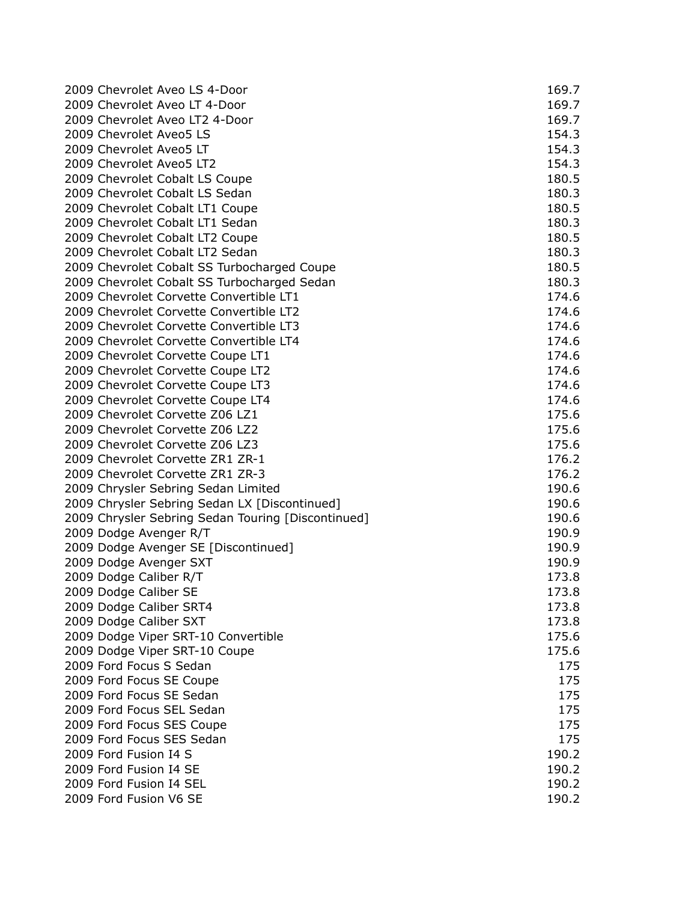| | |
|---|---|
| 2009 Chevrolet Aveo LS 4-Door | 169.7 |
| 2009 Chevrolet Aveo LT 4-Door | 169.7 |
| 2009 Chevrolet Aveo LT2 4-Door | 169.7 |
| 2009 Chevrolet Aveo5 LS | 154.3 |
| 2009 Chevrolet Aveo5 LT | 154.3 |
| 2009 Chevrolet Aveo5 LT2 | 154.3 |
| 2009 Chevrolet Cobalt LS Coupe | 180.5 |
| 2009 Chevrolet Cobalt LS Sedan | 180.3 |
| 2009 Chevrolet Cobalt LT1 Coupe | 180.5 |
| 2009 Chevrolet Cobalt LT1 Sedan | 180.3 |
| 2009 Chevrolet Cobalt LT2 Coupe | 180.5 |
| 2009 Chevrolet Cobalt LT2 Sedan | 180.3 |
| 2009 Chevrolet Cobalt SS Turbocharged Coupe | 180.5 |
| 2009 Chevrolet Cobalt SS Turbocharged Sedan | 180.3 |
| 2009 Chevrolet Corvette Convertible LT1 | 174.6 |
| 2009 Chevrolet Corvette Convertible LT2 | 174.6 |
| 2009 Chevrolet Corvette Convertible LT3 | 174.6 |
| 2009 Chevrolet Corvette Convertible LT4 | 174.6 |
| 2009 Chevrolet Corvette Coupe LT1 | 174.6 |
| 2009 Chevrolet Corvette Coupe LT2 | 174.6 |
| 2009 Chevrolet Corvette Coupe LT3 | 174.6 |
| 2009 Chevrolet Corvette Coupe LT4 | 174.6 |
| 2009 Chevrolet Corvette Z06 LZ1 | 175.6 |
| 2009 Chevrolet Corvette Z06 LZ2 | 175.6 |
| 2009 Chevrolet Corvette Z06 LZ3 | 175.6 |
| 2009 Chevrolet Corvette ZR1 ZR-1 | 176.2 |
| 2009 Chevrolet Corvette ZR1 ZR-3 | 176.2 |
| 2009 Chrysler Sebring Sedan Limited | 190.6 |
| 2009 Chrysler Sebring Sedan LX [Discontinued] | 190.6 |
| 2009 Chrysler Sebring Sedan Touring [Discontinued] | 190.6 |
| 2009 Dodge Avenger R/T | 190.9 |
| 2009 Dodge Avenger SE [Discontinued] | 190.9 |
| 2009 Dodge Avenger SXT | 190.9 |
| 2009 Dodge Caliber R/T | 173.8 |
| 2009 Dodge Caliber SE | 173.8 |
| 2009 Dodge Caliber SRT4 | 173.8 |
| 2009 Dodge Caliber SXT | 173.8 |
| 2009 Dodge Viper SRT-10 Convertible | 175.6 |
| 2009 Dodge Viper SRT-10 Coupe | 175.6 |
| 2009 Ford Focus S Sedan | 175 |
| 2009 Ford Focus SE Coupe | 175 |
| 2009 Ford Focus SE Sedan | 175 |
| 2009 Ford Focus SEL Sedan | 175 |
| 2009 Ford Focus SES Coupe | 175 |
| 2009 Ford Focus SES Sedan | 175 |
| 2009 Ford Fusion I4 S | 190.2 |
| 2009 Ford Fusion I4 SE | 190.2 |
| 2009 Ford Fusion I4 SEL | 190.2 |
| 2009 Ford Fusion V6 SE | 190.2 |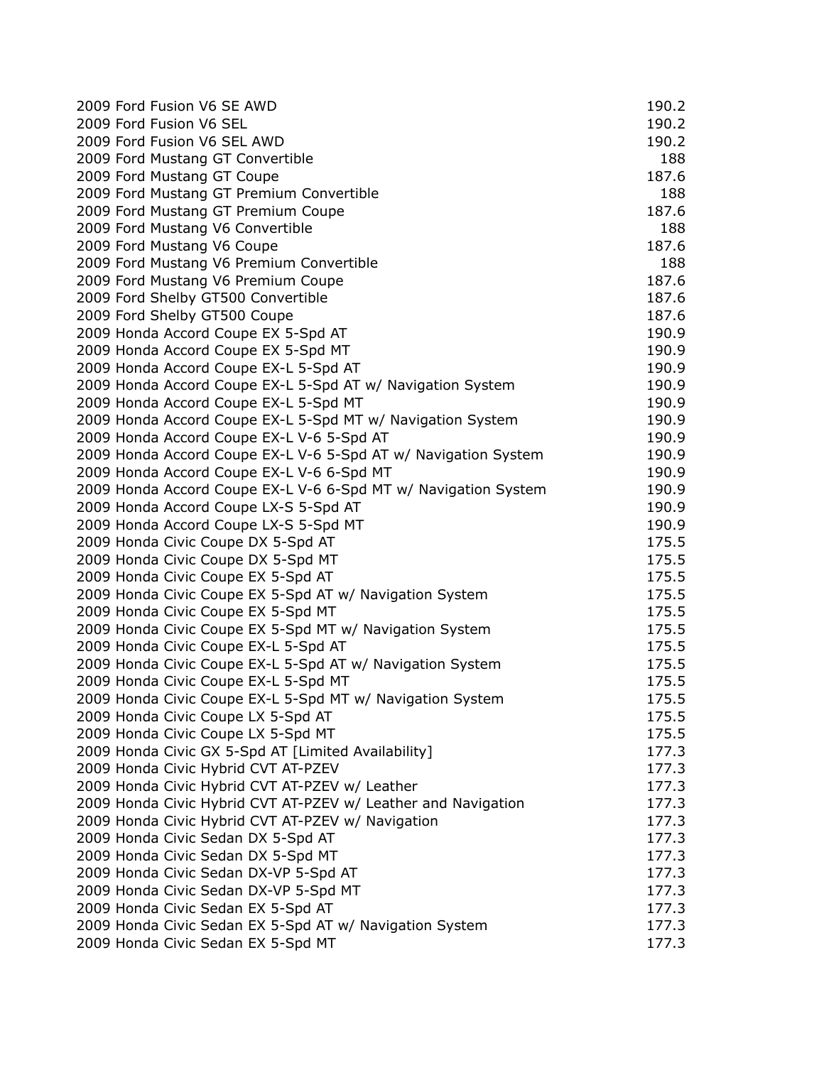| | |
|---|---|
| 2009 Ford Fusion V6 SE AWD | 190.2 |
| 2009 Ford Fusion V6 SEL | 190.2 |
| 2009 Ford Fusion V6 SEL AWD | 190.2 |
| 2009 Ford Mustang GT Convertible | 188 |
| 2009 Ford Mustang GT Coupe | 187.6 |
| 2009 Ford Mustang GT Premium Convertible | 188 |
| 2009 Ford Mustang GT Premium Coupe | 187.6 |
| 2009 Ford Mustang V6 Convertible | 188 |
| 2009 Ford Mustang V6 Coupe | 187.6 |
| 2009 Ford Mustang V6 Premium Convertible | 188 |
| 2009 Ford Mustang V6 Premium Coupe | 187.6 |
| 2009 Ford Shelby GT500 Convertible | 187.6 |
| 2009 Ford Shelby GT500 Coupe | 187.6 |
| 2009 Honda Accord Coupe EX 5-Spd AT | 190.9 |
| 2009 Honda Accord Coupe EX 5-Spd MT | 190.9 |
| 2009 Honda Accord Coupe EX-L 5-Spd AT | 190.9 |
| 2009 Honda Accord Coupe EX-L 5-Spd AT w/ Navigation System | 190.9 |
| 2009 Honda Accord Coupe EX-L 5-Spd MT | 190.9 |
| 2009 Honda Accord Coupe EX-L 5-Spd MT w/ Navigation System | 190.9 |
| 2009 Honda Accord Coupe EX-L V-6 5-Spd AT | 190.9 |
| 2009 Honda Accord Coupe EX-L V-6 5-Spd AT w/ Navigation System | 190.9 |
| 2009 Honda Accord Coupe EX-L V-6 6-Spd MT | 190.9 |
| 2009 Honda Accord Coupe EX-L V-6 6-Spd MT w/ Navigation System | 190.9 |
| 2009 Honda Accord Coupe LX-S 5-Spd AT | 190.9 |
| 2009 Honda Accord Coupe LX-S 5-Spd MT | 190.9 |
| 2009 Honda Civic Coupe DX 5-Spd AT | 175.5 |
| 2009 Honda Civic Coupe DX 5-Spd MT | 175.5 |
| 2009 Honda Civic Coupe EX 5-Spd AT | 175.5 |
| 2009 Honda Civic Coupe EX 5-Spd AT w/ Navigation System | 175.5 |
| 2009 Honda Civic Coupe EX 5-Spd MT | 175.5 |
| 2009 Honda Civic Coupe EX 5-Spd MT w/ Navigation System | 175.5 |
| 2009 Honda Civic Coupe EX-L 5-Spd AT | 175.5 |
| 2009 Honda Civic Coupe EX-L 5-Spd AT w/ Navigation System | 175.5 |
| 2009 Honda Civic Coupe EX-L 5-Spd MT | 175.5 |
| 2009 Honda Civic Coupe EX-L 5-Spd MT w/ Navigation System | 175.5 |
| 2009 Honda Civic Coupe LX 5-Spd AT | 175.5 |
| 2009 Honda Civic Coupe LX 5-Spd MT | 175.5 |
| 2009 Honda Civic GX 5-Spd AT [Limited Availability] | 177.3 |
| 2009 Honda Civic Hybrid CVT AT-PZEV | 177.3 |
| 2009 Honda Civic Hybrid CVT AT-PZEV w/ Leather | 177.3 |
| 2009 Honda Civic Hybrid CVT AT-PZEV w/ Leather and Navigation | 177.3 |
| 2009 Honda Civic Hybrid CVT AT-PZEV w/ Navigation | 177.3 |
| 2009 Honda Civic Sedan DX 5-Spd AT | 177.3 |
| 2009 Honda Civic Sedan DX 5-Spd MT | 177.3 |
| 2009 Honda Civic Sedan DX-VP 5-Spd AT | 177.3 |
| 2009 Honda Civic Sedan DX-VP 5-Spd MT | 177.3 |
| 2009 Honda Civic Sedan EX 5-Spd AT | 177.3 |
| 2009 Honda Civic Sedan EX 5-Spd AT w/ Navigation System | 177.3 |
| 2009 Honda Civic Sedan EX 5-Spd MT | 177.3 |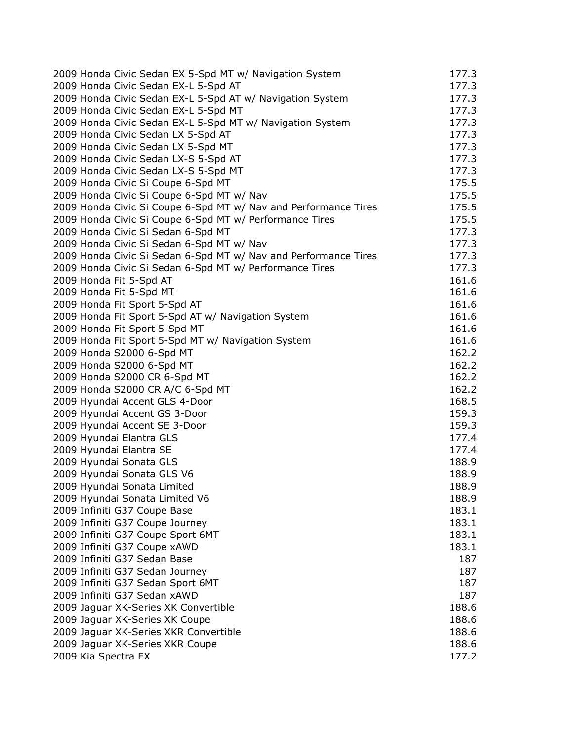| | |
|---|---|
| 2009 Honda Civic Sedan EX 5-Spd MT w/ Navigation System | 177.3 |
| 2009 Honda Civic Sedan EX-L 5-Spd AT | 177.3 |
| 2009 Honda Civic Sedan EX-L 5-Spd AT w/ Navigation System | 177.3 |
| 2009 Honda Civic Sedan EX-L 5-Spd MT | 177.3 |
| 2009 Honda Civic Sedan EX-L 5-Spd MT w/ Navigation System | 177.3 |
| 2009 Honda Civic Sedan LX 5-Spd AT | 177.3 |
| 2009 Honda Civic Sedan LX 5-Spd MT | 177.3 |
| 2009 Honda Civic Sedan LX-S 5-Spd AT | 177.3 |
| 2009 Honda Civic Sedan LX-S 5-Spd MT | 177.3 |
| 2009 Honda Civic Si Coupe 6-Spd MT | 175.5 |
| 2009 Honda Civic Si Coupe 6-Spd MT w/ Nav | 175.5 |
| 2009 Honda Civic Si Coupe 6-Spd MT w/ Nav and Performance Tires | 175.5 |
| 2009 Honda Civic Si Coupe 6-Spd MT w/ Performance Tires | 175.5 |
| 2009 Honda Civic Si Sedan 6-Spd MT | 177.3 |
| 2009 Honda Civic Si Sedan 6-Spd MT w/ Nav | 177.3 |
| 2009 Honda Civic Si Sedan 6-Spd MT w/ Nav and Performance Tires | 177.3 |
| 2009 Honda Civic Si Sedan 6-Spd MT w/ Performance Tires | 177.3 |
| 2009 Honda Fit 5-Spd AT | 161.6 |
| 2009 Honda Fit 5-Spd MT | 161.6 |
| 2009 Honda Fit Sport 5-Spd AT | 161.6 |
| 2009 Honda Fit Sport 5-Spd AT w/ Navigation System | 161.6 |
| 2009 Honda Fit Sport 5-Spd MT | 161.6 |
| 2009 Honda Fit Sport 5-Spd MT w/ Navigation System | 161.6 |
| 2009 Honda S2000 6-Spd MT | 162.2 |
| 2009 Honda S2000 6-Spd MT | 162.2 |
| 2009 Honda S2000 CR 6-Spd MT | 162.2 |
| 2009 Honda S2000 CR A/C 6-Spd MT | 162.2 |
| 2009 Hyundai Accent GLS 4-Door | 168.5 |
| 2009 Hyundai Accent GS 3-Door | 159.3 |
| 2009 Hyundai Accent SE 3-Door | 159.3 |
| 2009 Hyundai Elantra GLS | 177.4 |
| 2009 Hyundai Elantra SE | 177.4 |
| 2009 Hyundai Sonata GLS | 188.9 |
| 2009 Hyundai Sonata GLS V6 | 188.9 |
| 2009 Hyundai Sonata Limited | 188.9 |
| 2009 Hyundai Sonata Limited V6 | 188.9 |
| 2009 Infiniti G37 Coupe Base | 183.1 |
| 2009 Infiniti G37 Coupe Journey | 183.1 |
| 2009 Infiniti G37 Coupe Sport 6MT | 183.1 |
| 2009 Infiniti G37 Coupe xAWD | 183.1 |
| 2009 Infiniti G37 Sedan Base | 187 |
| 2009 Infiniti G37 Sedan Journey | 187 |
| 2009 Infiniti G37 Sedan Sport 6MT | 187 |
| 2009 Infiniti G37 Sedan xAWD | 187 |
| 2009 Jaguar XK-Series XK Convertible | 188.6 |
| 2009 Jaguar XK-Series XK Coupe | 188.6 |
| 2009 Jaguar XK-Series XKR Convertible | 188.6 |
| 2009 Jaguar XK-Series XKR Coupe | 188.6 |
| 2009 Kia Spectra EX | 177.2 |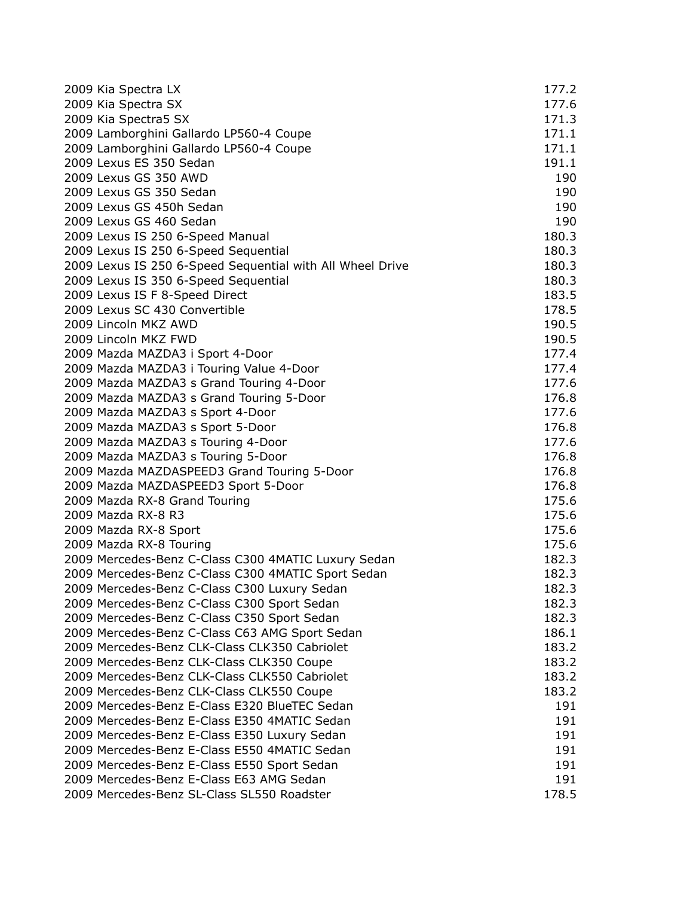| | |
|---|---|
| 2009 Kia Spectra LX | 177.2 |
| 2009 Kia Spectra SX | 177.6 |
| 2009 Kia Spectra5 SX | 171.3 |
| 2009 Lamborghini Gallardo LP560-4 Coupe | 171.1 |
| 2009 Lamborghini Gallardo LP560-4 Coupe | 171.1 |
| 2009 Lexus ES 350 Sedan | 191.1 |
| 2009 Lexus GS 350 AWD | 190 |
| 2009 Lexus GS 350 Sedan | 190 |
| 2009 Lexus GS 450h Sedan | 190 |
| 2009 Lexus GS 460 Sedan | 190 |
| 2009 Lexus IS 250 6-Speed Manual | 180.3 |
| 2009 Lexus IS 250 6-Speed Sequential | 180.3 |
| 2009 Lexus IS 250 6-Speed Sequential with All Wheel Drive | 180.3 |
| 2009 Lexus IS 350 6-Speed Sequential | 180.3 |
| 2009 Lexus IS F 8-Speed Direct | 183.5 |
| 2009 Lexus SC 430 Convertible | 178.5 |
| 2009 Lincoln MKZ AWD | 190.5 |
| 2009 Lincoln MKZ FWD | 190.5 |
| 2009 Mazda MAZDA3 i Sport 4-Door | 177.4 |
| 2009 Mazda MAZDA3 i Touring Value 4-Door | 177.4 |
| 2009 Mazda MAZDA3 s Grand Touring 4-Door | 177.6 |
| 2009 Mazda MAZDA3 s Grand Touring 5-Door | 176.8 |
| 2009 Mazda MAZDA3 s Sport 4-Door | 177.6 |
| 2009 Mazda MAZDA3 s Sport 5-Door | 176.8 |
| 2009 Mazda MAZDA3 s Touring 4-Door | 177.6 |
| 2009 Mazda MAZDA3 s Touring 5-Door | 176.8 |
| 2009 Mazda MAZDASPEED3 Grand Touring 5-Door | 176.8 |
| 2009 Mazda MAZDASPEED3 Sport 5-Door | 176.8 |
| 2009 Mazda RX-8 Grand Touring | 175.6 |
| 2009 Mazda RX-8 R3 | 175.6 |
| 2009 Mazda RX-8 Sport | 175.6 |
| 2009 Mazda RX-8 Touring | 175.6 |
| 2009 Mercedes-Benz C-Class C300 4MATIC Luxury Sedan | 182.3 |
| 2009 Mercedes-Benz C-Class C300 4MATIC Sport Sedan | 182.3 |
| 2009 Mercedes-Benz C-Class C300 Luxury Sedan | 182.3 |
| 2009 Mercedes-Benz C-Class C300 Sport Sedan | 182.3 |
| 2009 Mercedes-Benz C-Class C350 Sport Sedan | 182.3 |
| 2009 Mercedes-Benz C-Class C63 AMG Sport Sedan | 186.1 |
| 2009 Mercedes-Benz CLK-Class CLK350 Cabriolet | 183.2 |
| 2009 Mercedes-Benz CLK-Class CLK350 Coupe | 183.2 |
| 2009 Mercedes-Benz CLK-Class CLK550 Cabriolet | 183.2 |
| 2009 Mercedes-Benz CLK-Class CLK550 Coupe | 183.2 |
| 2009 Mercedes-Benz E-Class E320 BlueTEC Sedan | 191 |
| 2009 Mercedes-Benz E-Class E350 4MATIC Sedan | 191 |
| 2009 Mercedes-Benz E-Class E350 Luxury Sedan | 191 |
| 2009 Mercedes-Benz E-Class E550 4MATIC Sedan | 191 |
| 2009 Mercedes-Benz E-Class E550 Sport Sedan | 191 |
| 2009 Mercedes-Benz E-Class E63 AMG Sedan | 191 |
| 2009 Mercedes-Benz SL-Class SL550 Roadster | 178.5 |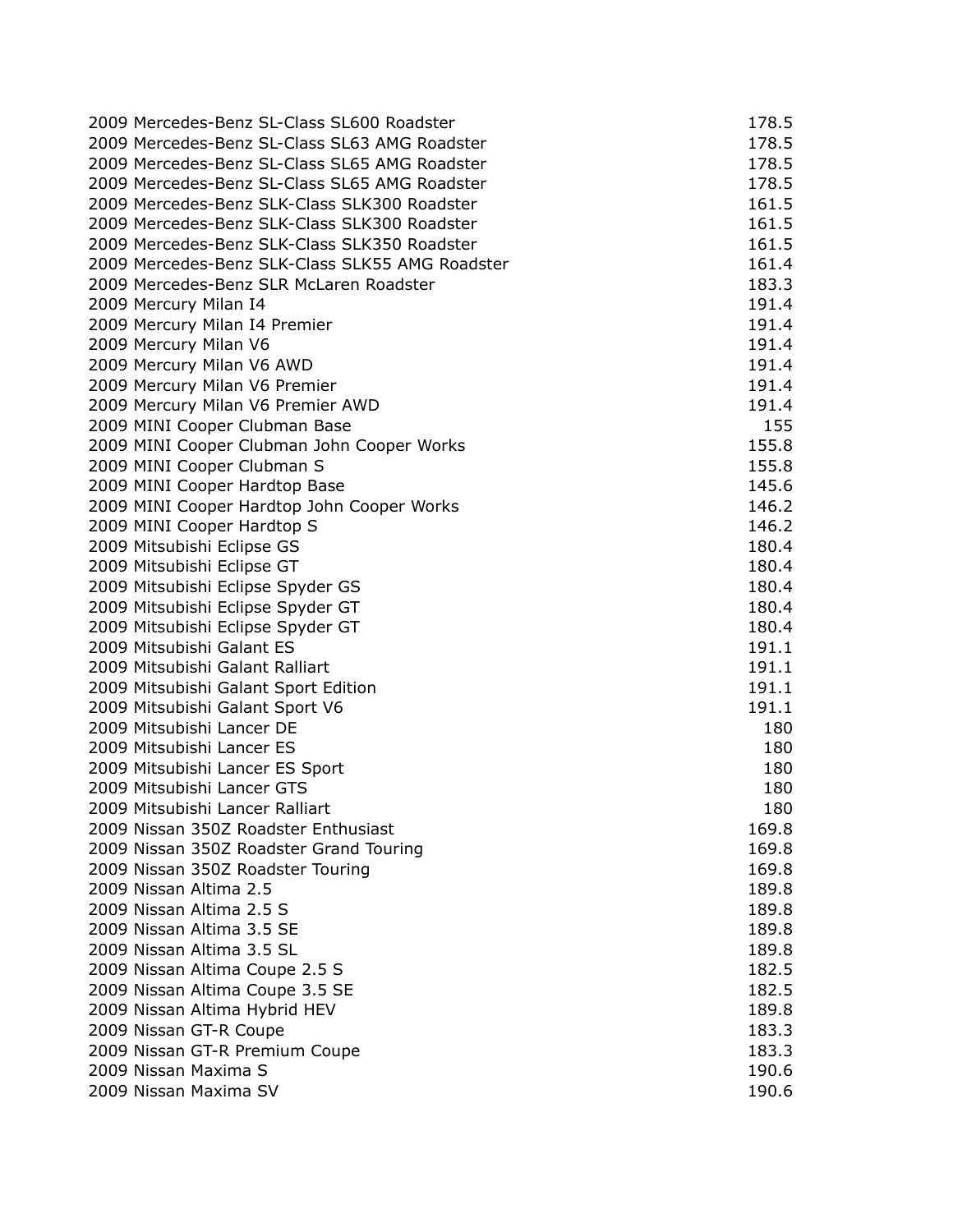| | |
|---|---|
| 2009 Mercedes-Benz SL-Class SL600 Roadster | 178.5 |
| 2009 Mercedes-Benz SL-Class SL63 AMG Roadster | 178.5 |
| 2009 Mercedes-Benz SL-Class SL65 AMG Roadster | 178.5 |
| 2009 Mercedes-Benz SL-Class SL65 AMG Roadster | 178.5 |
| 2009 Mercedes-Benz SLK-Class SLK300 Roadster | 161.5 |
| 2009 Mercedes-Benz SLK-Class SLK300 Roadster | 161.5 |
| 2009 Mercedes-Benz SLK-Class SLK350 Roadster | 161.5 |
| 2009 Mercedes-Benz SLK-Class SLK55 AMG Roadster | 161.4 |
| 2009 Mercedes-Benz SLR McLaren Roadster | 183.3 |
| 2009 Mercury Milan I4 | 191.4 |
| 2009 Mercury Milan I4 Premier | 191.4 |
| 2009 Mercury Milan V6 | 191.4 |
| 2009 Mercury Milan V6 AWD | 191.4 |
| 2009 Mercury Milan V6 Premier | 191.4 |
| 2009 Mercury Milan V6 Premier AWD | 191.4 |
| 2009 MINI Cooper Clubman Base | 155 |
| 2009 MINI Cooper Clubman John Cooper Works | 155.8 |
| 2009 MINI Cooper Clubman S | 155.8 |
| 2009 MINI Cooper Hardtop Base | 145.6 |
| 2009 MINI Cooper Hardtop John Cooper Works | 146.2 |
| 2009 MINI Cooper Hardtop S | 146.2 |
| 2009 Mitsubishi Eclipse GS | 180.4 |
| 2009 Mitsubishi Eclipse GT | 180.4 |
| 2009 Mitsubishi Eclipse Spyder GS | 180.4 |
| 2009 Mitsubishi Eclipse Spyder GT | 180.4 |
| 2009 Mitsubishi Eclipse Spyder GT | 180.4 |
| 2009 Mitsubishi Galant ES | 191.1 |
| 2009 Mitsubishi Galant Ralliart | 191.1 |
| 2009 Mitsubishi Galant Sport Edition | 191.1 |
| 2009 Mitsubishi Galant Sport V6 | 191.1 |
| 2009 Mitsubishi Lancer DE | 180 |
| 2009 Mitsubishi Lancer ES | 180 |
| 2009 Mitsubishi Lancer ES Sport | 180 |
| 2009 Mitsubishi Lancer GTS | 180 |
| 2009 Mitsubishi Lancer Ralliart | 180 |
| 2009 Nissan 350Z Roadster Enthusiast | 169.8 |
| 2009 Nissan 350Z Roadster Grand Touring | 169.8 |
| 2009 Nissan 350Z Roadster Touring | 169.8 |
| 2009 Nissan Altima 2.5 | 189.8 |
| 2009 Nissan Altima 2.5 S | 189.8 |
| 2009 Nissan Altima 3.5 SE | 189.8 |
| 2009 Nissan Altima 3.5 SL | 189.8 |
| 2009 Nissan Altima Coupe 2.5 S | 182.5 |
| 2009 Nissan Altima Coupe 3.5 SE | 182.5 |
| 2009 Nissan Altima Hybrid HEV | 189.8 |
| 2009 Nissan GT-R Coupe | 183.3 |
| 2009 Nissan GT-R Premium Coupe | 183.3 |
| 2009 Nissan Maxima S | 190.6 |
| 2009 Nissan Maxima SV | 190.6 |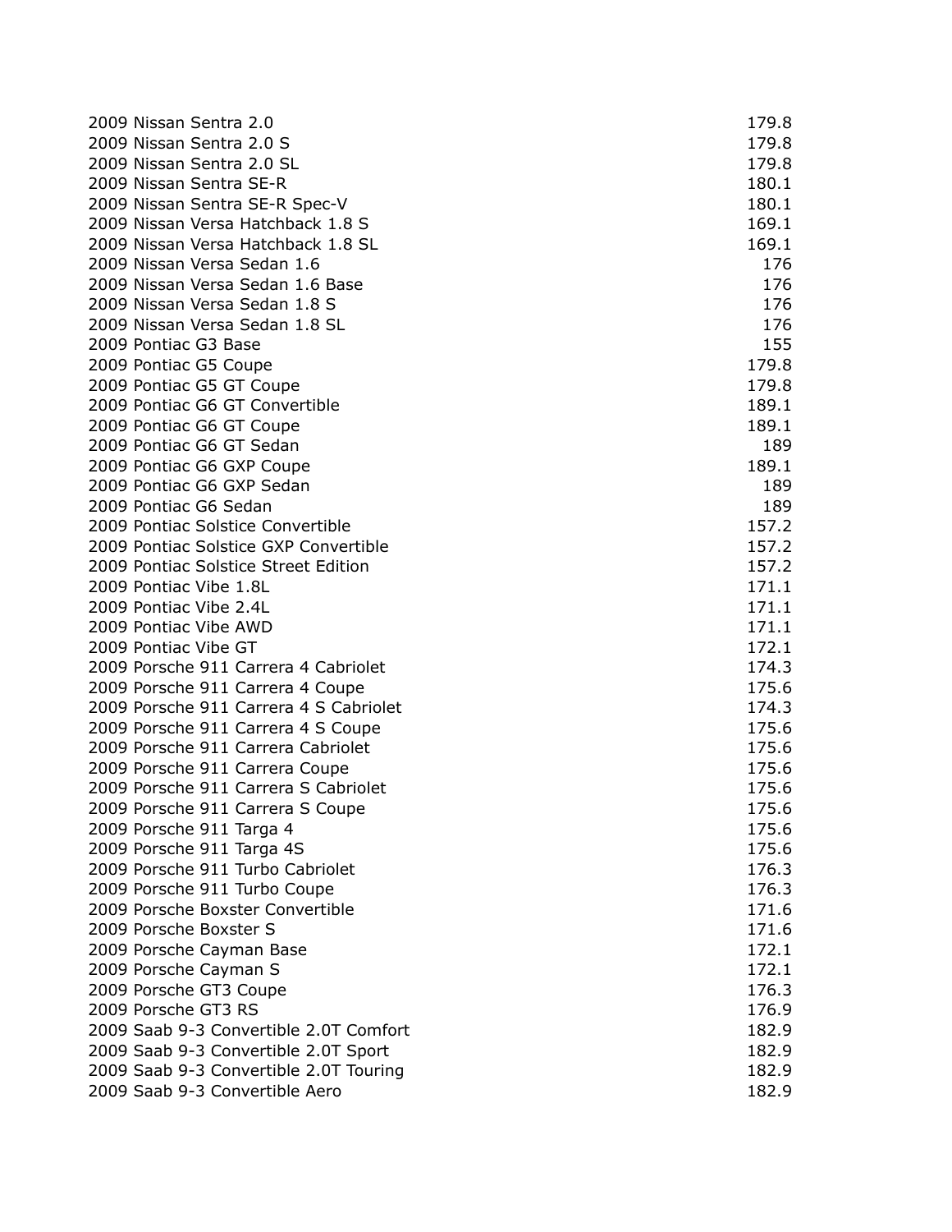| | |
|---|---|
| 2009 Nissan Sentra 2.0 | 179.8 |
| 2009 Nissan Sentra 2.0 S | 179.8 |
| 2009 Nissan Sentra 2.0 SL | 179.8 |
| 2009 Nissan Sentra SE-R | 180.1 |
| 2009 Nissan Sentra SE-R Spec-V | 180.1 |
| 2009 Nissan Versa Hatchback 1.8 S | 169.1 |
| 2009 Nissan Versa Hatchback 1.8 SL | 169.1 |
| 2009 Nissan Versa Sedan 1.6 | 176 |
| 2009 Nissan Versa Sedan 1.6 Base | 176 |
| 2009 Nissan Versa Sedan 1.8 S | 176 |
| 2009 Nissan Versa Sedan 1.8 SL | 176 |
| 2009 Pontiac G3 Base | 155 |
| 2009 Pontiac G5 Coupe | 179.8 |
| 2009 Pontiac G5 GT Coupe | 179.8 |
| 2009 Pontiac G6 GT Convertible | 189.1 |
| 2009 Pontiac G6 GT Coupe | 189.1 |
| 2009 Pontiac G6 GT Sedan | 189 |
| 2009 Pontiac G6 GXP Coupe | 189.1 |
| 2009 Pontiac G6 GXP Sedan | 189 |
| 2009 Pontiac G6 Sedan | 189 |
| 2009 Pontiac Solstice Convertible | 157.2 |
| 2009 Pontiac Solstice GXP Convertible | 157.2 |
| 2009 Pontiac Solstice Street Edition | 157.2 |
| 2009 Pontiac Vibe 1.8L | 171.1 |
| 2009 Pontiac Vibe 2.4L | 171.1 |
| 2009 Pontiac Vibe AWD | 171.1 |
| 2009 Pontiac Vibe GT | 172.1 |
| 2009 Porsche 911 Carrera 4 Cabriolet | 174.3 |
| 2009 Porsche 911 Carrera 4 Coupe | 175.6 |
| 2009 Porsche 911 Carrera 4 S Cabriolet | 174.3 |
| 2009 Porsche 911 Carrera 4 S Coupe | 175.6 |
| 2009 Porsche 911 Carrera Cabriolet | 175.6 |
| 2009 Porsche 911 Carrera Coupe | 175.6 |
| 2009 Porsche 911 Carrera S Cabriolet | 175.6 |
| 2009 Porsche 911 Carrera S Coupe | 175.6 |
| 2009 Porsche 911 Targa 4 | 175.6 |
| 2009 Porsche 911 Targa 4S | 175.6 |
| 2009 Porsche 911 Turbo Cabriolet | 176.3 |
| 2009 Porsche 911 Turbo Coupe | 176.3 |
| 2009 Porsche Boxster Convertible | 171.6 |
| 2009 Porsche Boxster S | 171.6 |
| 2009 Porsche Cayman Base | 172.1 |
| 2009 Porsche Cayman S | 172.1 |
| 2009 Porsche GT3 Coupe | 176.3 |
| 2009 Porsche GT3 RS | 176.9 |
| 2009 Saab 9-3 Convertible 2.0T Comfort | 182.9 |
| 2009 Saab 9-3 Convertible 2.0T Sport | 182.9 |
| 2009 Saab 9-3 Convertible 2.0T Touring | 182.9 |
| 2009 Saab 9-3 Convertible Aero | 182.9 |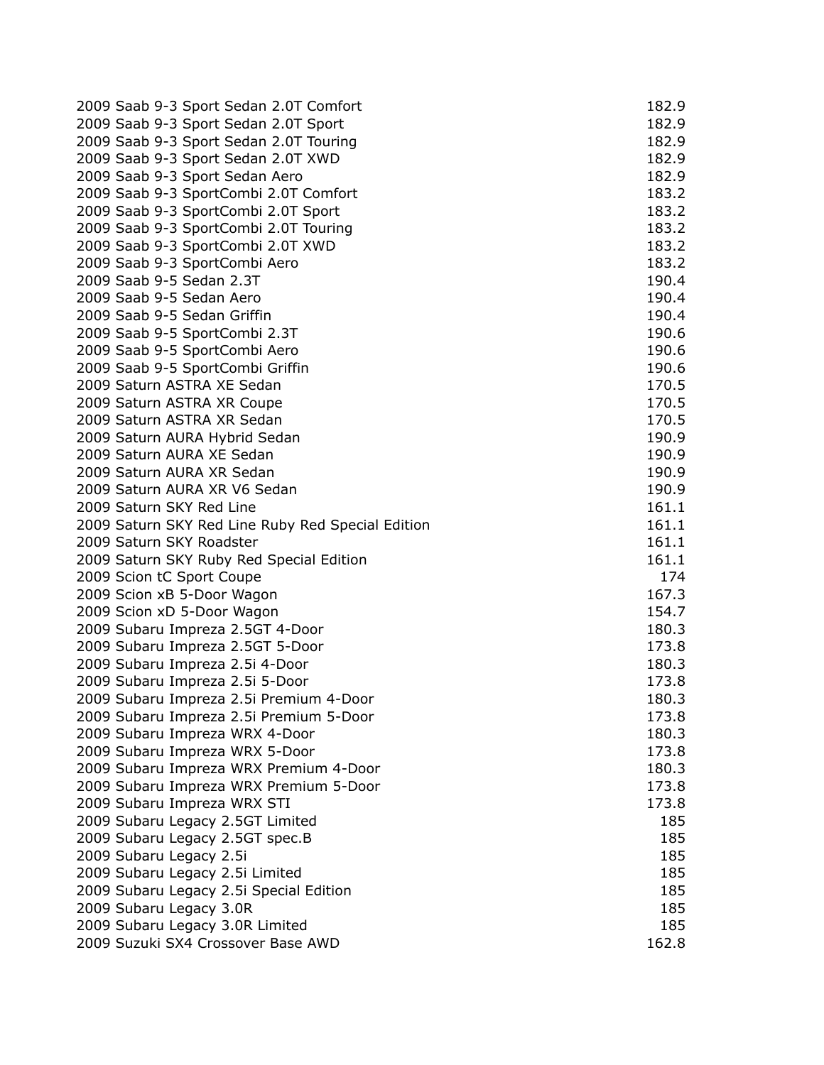| | |
|---|---|
| 2009 Saab 9-3 Sport Sedan 2.0T Comfort | 182.9 |
| 2009 Saab 9-3 Sport Sedan 2.0T Sport | 182.9 |
| 2009 Saab 9-3 Sport Sedan 2.0T Touring | 182.9 |
| 2009 Saab 9-3 Sport Sedan 2.0T XWD | 182.9 |
| 2009 Saab 9-3 Sport Sedan Aero | 182.9 |
| 2009 Saab 9-3 SportCombi 2.0T Comfort | 183.2 |
| 2009 Saab 9-3 SportCombi 2.0T Sport | 183.2 |
| 2009 Saab 9-3 SportCombi 2.0T Touring | 183.2 |
| 2009 Saab 9-3 SportCombi 2.0T XWD | 183.2 |
| 2009 Saab 9-3 SportCombi Aero | 183.2 |
| 2009 Saab 9-5 Sedan 2.3T | 190.4 |
| 2009 Saab 9-5 Sedan Aero | 190.4 |
| 2009 Saab 9-5 Sedan Griffin | 190.4 |
| 2009 Saab 9-5 SportCombi 2.3T | 190.6 |
| 2009 Saab 9-5 SportCombi Aero | 190.6 |
| 2009 Saab 9-5 SportCombi Griffin | 190.6 |
| 2009 Saturn ASTRA XE Sedan | 170.5 |
| 2009 Saturn ASTRA XR Coupe | 170.5 |
| 2009 Saturn ASTRA XR Sedan | 170.5 |
| 2009 Saturn AURA Hybrid Sedan | 190.9 |
| 2009 Saturn AURA XE Sedan | 190.9 |
| 2009 Saturn AURA XR Sedan | 190.9 |
| 2009 Saturn AURA XR V6 Sedan | 190.9 |
| 2009 Saturn SKY Red Line | 161.1 |
| 2009 Saturn SKY Red Line Ruby Red Special Edition | 161.1 |
| 2009 Saturn SKY Roadster | 161.1 |
| 2009 Saturn SKY Ruby Red Special Edition | 161.1 |
| 2009 Scion tC Sport Coupe | 174 |
| 2009 Scion xB 5-Door Wagon | 167.3 |
| 2009 Scion xD 5-Door Wagon | 154.7 |
| 2009 Subaru Impreza 2.5GT 4-Door | 180.3 |
| 2009 Subaru Impreza 2.5GT 5-Door | 173.8 |
| 2009 Subaru Impreza 2.5i 4-Door | 180.3 |
| 2009 Subaru Impreza 2.5i 5-Door | 173.8 |
| 2009 Subaru Impreza 2.5i Premium 4-Door | 180.3 |
| 2009 Subaru Impreza 2.5i Premium 5-Door | 173.8 |
| 2009 Subaru Impreza WRX 4-Door | 180.3 |
| 2009 Subaru Impreza WRX 5-Door | 173.8 |
| 2009 Subaru Impreza WRX Premium 4-Door | 180.3 |
| 2009 Subaru Impreza WRX Premium 5-Door | 173.8 |
| 2009 Subaru Impreza WRX STI | 173.8 |
| 2009 Subaru Legacy 2.5GT Limited | 185 |
| 2009 Subaru Legacy 2.5GT spec.B | 185 |
| 2009 Subaru Legacy 2.5i | 185 |
| 2009 Subaru Legacy 2.5i Limited | 185 |
| 2009 Subaru Legacy 2.5i Special Edition | 185 |
| 2009 Subaru Legacy 3.0R | 185 |
| 2009 Subaru Legacy 3.0R Limited | 185 |
| 2009 Suzuki SX4 Crossover Base AWD | 162.8 |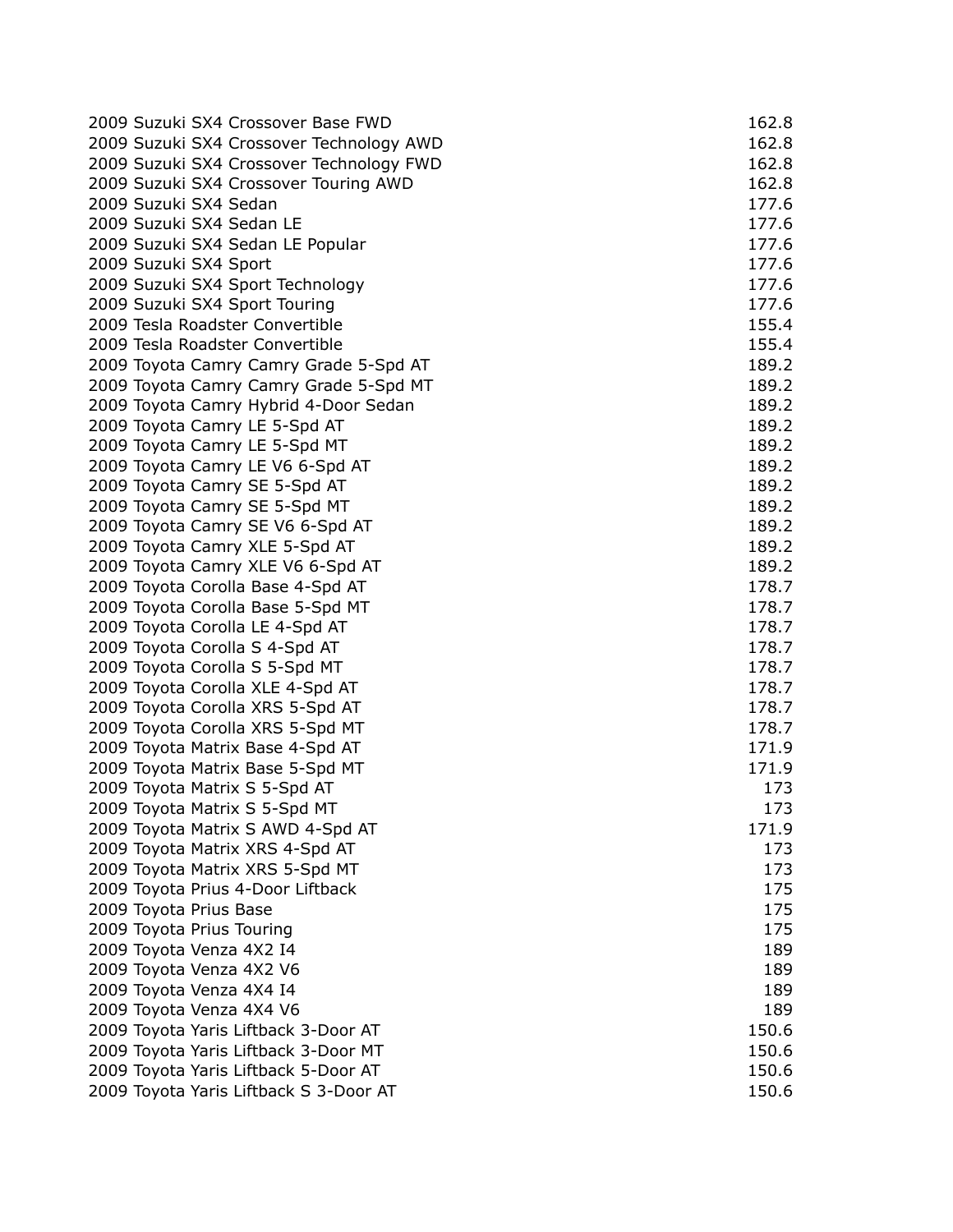| | |
|---|---|
| 2009 Suzuki SX4 Crossover Base FWD | 162.8 |
| 2009 Suzuki SX4 Crossover Technology AWD | 162.8 |
| 2009 Suzuki SX4 Crossover Technology FWD | 162.8 |
| 2009 Suzuki SX4 Crossover Touring AWD | 162.8 |
| 2009 Suzuki SX4 Sedan | 177.6 |
| 2009 Suzuki SX4 Sedan LE | 177.6 |
| 2009 Suzuki SX4 Sedan LE Popular | 177.6 |
| 2009 Suzuki SX4 Sport | 177.6 |
| 2009 Suzuki SX4 Sport Technology | 177.6 |
| 2009 Suzuki SX4 Sport Touring | 177.6 |
| 2009 Tesla Roadster Convertible | 155.4 |
| 2009 Tesla Roadster Convertible | 155.4 |
| 2009 Toyota Camry Camry Grade 5-Spd AT | 189.2 |
| 2009 Toyota Camry Camry Grade 5-Spd MT | 189.2 |
| 2009 Toyota Camry Hybrid 4-Door Sedan | 189.2 |
| 2009 Toyota Camry LE 5-Spd AT | 189.2 |
| 2009 Toyota Camry LE 5-Spd MT | 189.2 |
| 2009 Toyota Camry LE V6 6-Spd AT | 189.2 |
| 2009 Toyota Camry SE 5-Spd AT | 189.2 |
| 2009 Toyota Camry SE 5-Spd MT | 189.2 |
| 2009 Toyota Camry SE V6 6-Spd AT | 189.2 |
| 2009 Toyota Camry XLE 5-Spd AT | 189.2 |
| 2009 Toyota Camry XLE V6 6-Spd AT | 189.2 |
| 2009 Toyota Corolla Base 4-Spd AT | 178.7 |
| 2009 Toyota Corolla Base 5-Spd MT | 178.7 |
| 2009 Toyota Corolla LE 4-Spd AT | 178.7 |
| 2009 Toyota Corolla S 4-Spd AT | 178.7 |
| 2009 Toyota Corolla S 5-Spd MT | 178.7 |
| 2009 Toyota Corolla XLE 4-Spd AT | 178.7 |
| 2009 Toyota Corolla XRS 5-Spd AT | 178.7 |
| 2009 Toyota Corolla XRS 5-Spd MT | 178.7 |
| 2009 Toyota Matrix Base 4-Spd AT | 171.9 |
| 2009 Toyota Matrix Base 5-Spd MT | 171.9 |
| 2009 Toyota Matrix S 5-Spd AT | 173 |
| 2009 Toyota Matrix S 5-Spd MT | 173 |
| 2009 Toyota Matrix S AWD 4-Spd AT | 171.9 |
| 2009 Toyota Matrix XRS 4-Spd AT | 173 |
| 2009 Toyota Matrix XRS 5-Spd MT | 173 |
| 2009 Toyota Prius 4-Door Liftback | 175 |
| 2009 Toyota Prius Base | 175 |
| 2009 Toyota Prius Touring | 175 |
| 2009 Toyota Venza 4X2 I4 | 189 |
| 2009 Toyota Venza 4X2 V6 | 189 |
| 2009 Toyota Venza 4X4 I4 | 189 |
| 2009 Toyota Venza 4X4 V6 | 189 |
| 2009 Toyota Yaris Liftback 3-Door AT | 150.6 |
| 2009 Toyota Yaris Liftback 3-Door MT | 150.6 |
| 2009 Toyota Yaris Liftback 5-Door AT | 150.6 |
| 2009 Toyota Yaris Liftback S 3-Door AT | 150.6 |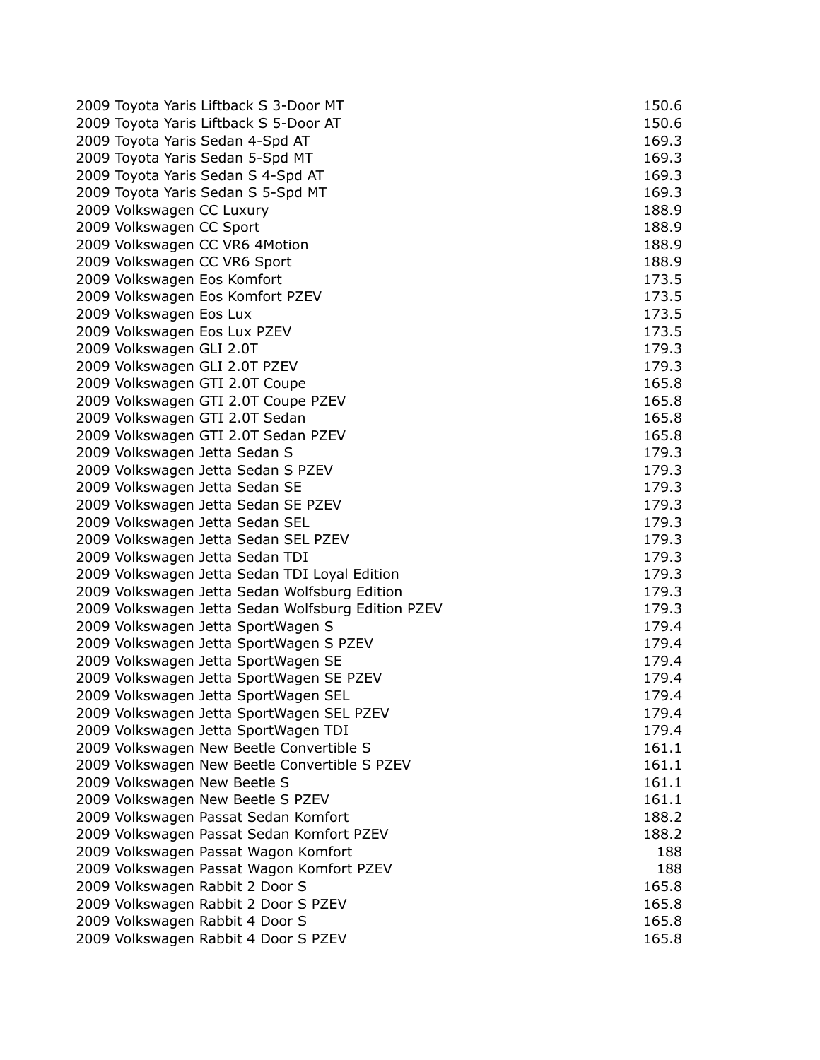| | |
|---|---|
| 2009 Toyota Yaris Liftback S 3-Door MT | 150.6 |
| 2009 Toyota Yaris Liftback S 5-Door AT | 150.6 |
| 2009 Toyota Yaris Sedan 4-Spd AT | 169.3 |
| 2009 Toyota Yaris Sedan 5-Spd MT | 169.3 |
| 2009 Toyota Yaris Sedan S 4-Spd AT | 169.3 |
| 2009 Toyota Yaris Sedan S 5-Spd MT | 169.3 |
| 2009 Volkswagen CC Luxury | 188.9 |
| 2009 Volkswagen CC Sport | 188.9 |
| 2009 Volkswagen CC VR6 4Motion | 188.9 |
| 2009 Volkswagen CC VR6 Sport | 188.9 |
| 2009 Volkswagen Eos Komfort | 173.5 |
| 2009 Volkswagen Eos Komfort PZEV | 173.5 |
| 2009 Volkswagen Eos Lux | 173.5 |
| 2009 Volkswagen Eos Lux PZEV | 173.5 |
| 2009 Volkswagen GLI 2.0T | 179.3 |
| 2009 Volkswagen GLI 2.0T PZEV | 179.3 |
| 2009 Volkswagen GTI 2.0T Coupe | 165.8 |
| 2009 Volkswagen GTI 2.0T Coupe PZEV | 165.8 |
| 2009 Volkswagen GTI 2.0T Sedan | 165.8 |
| 2009 Volkswagen GTI 2.0T Sedan PZEV | 165.8 |
| 2009 Volkswagen Jetta Sedan S | 179.3 |
| 2009 Volkswagen Jetta Sedan S PZEV | 179.3 |
| 2009 Volkswagen Jetta Sedan SE | 179.3 |
| 2009 Volkswagen Jetta Sedan SE PZEV | 179.3 |
| 2009 Volkswagen Jetta Sedan SEL | 179.3 |
| 2009 Volkswagen Jetta Sedan SEL PZEV | 179.3 |
| 2009 Volkswagen Jetta Sedan TDI | 179.3 |
| 2009 Volkswagen Jetta Sedan TDI Loyal Edition | 179.3 |
| 2009 Volkswagen Jetta Sedan Wolfsburg Edition | 179.3 |
| 2009 Volkswagen Jetta Sedan Wolfsburg Edition PZEV | 179.3 |
| 2009 Volkswagen Jetta SportWagen S | 179.4 |
| 2009 Volkswagen Jetta SportWagen S PZEV | 179.4 |
| 2009 Volkswagen Jetta SportWagen SE | 179.4 |
| 2009 Volkswagen Jetta SportWagen SE PZEV | 179.4 |
| 2009 Volkswagen Jetta SportWagen SEL | 179.4 |
| 2009 Volkswagen Jetta SportWagen SEL PZEV | 179.4 |
| 2009 Volkswagen Jetta SportWagen TDI | 179.4 |
| 2009 Volkswagen New Beetle Convertible S | 161.1 |
| 2009 Volkswagen New Beetle Convertible S PZEV | 161.1 |
| 2009 Volkswagen New Beetle S | 161.1 |
| 2009 Volkswagen New Beetle S PZEV | 161.1 |
| 2009 Volkswagen Passat Sedan Komfort | 188.2 |
| 2009 Volkswagen Passat Sedan Komfort PZEV | 188.2 |
| 2009 Volkswagen Passat Wagon Komfort | 188 |
| 2009 Volkswagen Passat Wagon Komfort PZEV | 188 |
| 2009 Volkswagen Rabbit 2 Door S | 165.8 |
| 2009 Volkswagen Rabbit 2 Door S PZEV | 165.8 |
| 2009 Volkswagen Rabbit 4 Door S | 165.8 |
| 2009 Volkswagen Rabbit 4 Door S PZEV | 165.8 |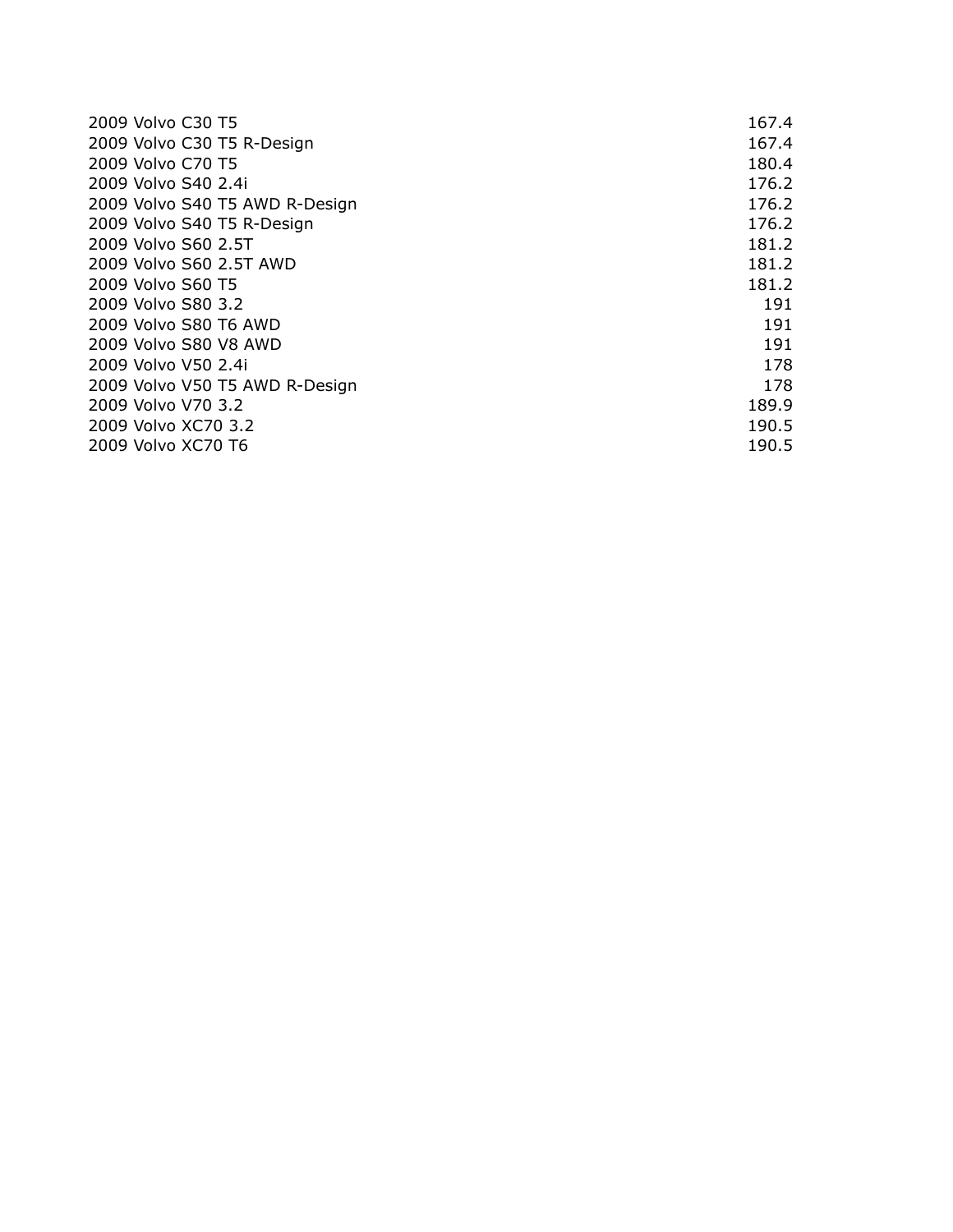| | |
|---|---|
| 2009 Volvo C30 T5 | 167.4 |
| 2009 Volvo C30 T5 R-Design | 167.4 |
| 2009 Volvo C70 T5 | 180.4 |
| 2009 Volvo S40 2.4i | 176.2 |
| 2009 Volvo S40 T5 AWD R-Design | 176.2 |
| 2009 Volvo S40 T5 R-Design | 176.2 |
| 2009 Volvo S60 2.5T | 181.2 |
| 2009 Volvo S60 2.5T AWD | 181.2 |
| 2009 Volvo S60 T5 | 181.2 |
| 2009 Volvo S80 3.2 | 191 |
| 2009 Volvo S80 T6 AWD | 191 |
| 2009 Volvo S80 V8 AWD | 191 |
| 2009 Volvo V50 2.4i | 178 |
| 2009 Volvo V50 T5 AWD R-Design | 178 |
| 2009 Volvo V70 3.2 | 189.9 |
| 2009 Volvo XC70 3.2 | 190.5 |
| 2009 Volvo XC70 T6 | 190.5 |